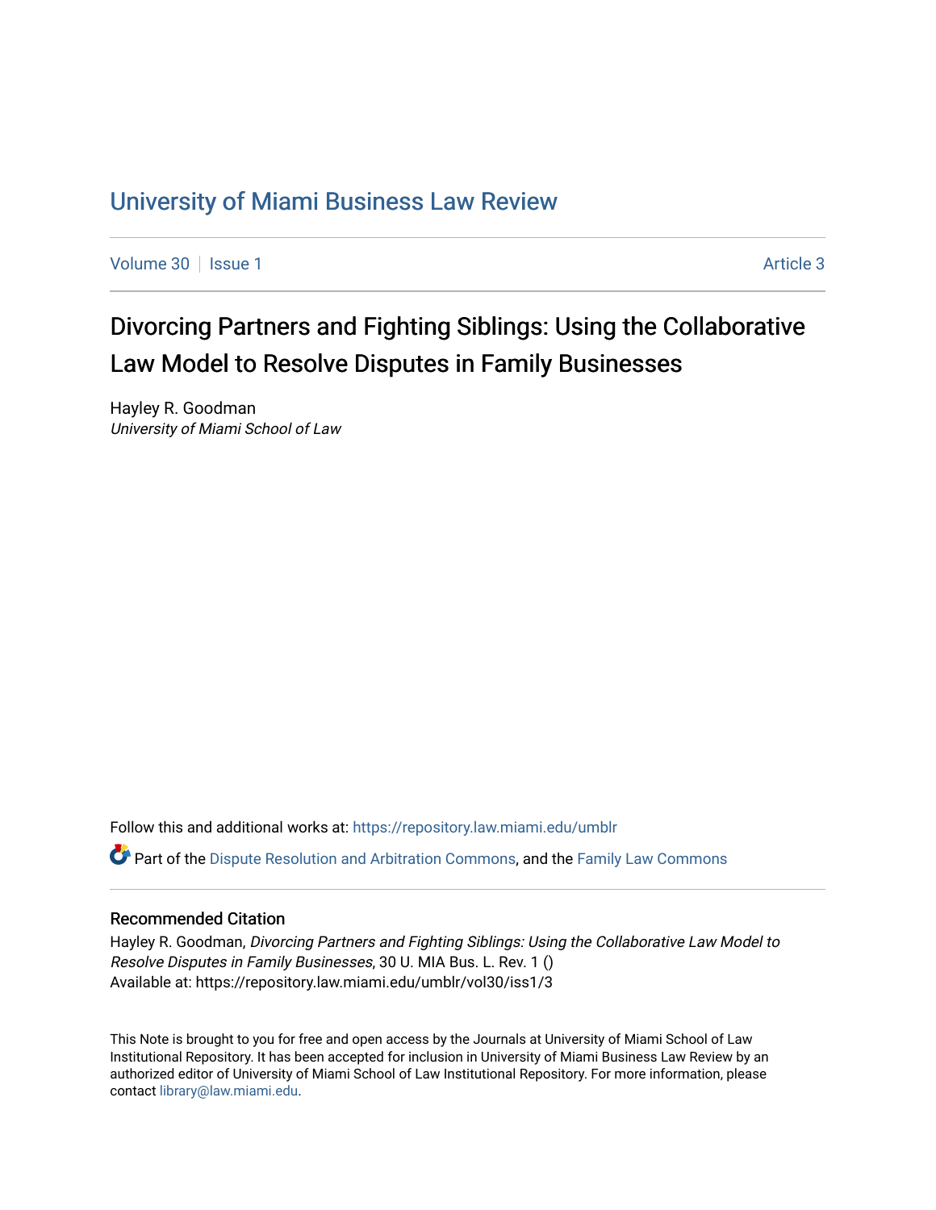# University of Miami Business Law Review

Volume 30 | Issue 1 | Article 3

## Divorcing Partners and Fighting Siblings: Using the Collaborative Law Model to Resolve Disputes in Family Businesses

Hayley R. Goodman
*University of Miami School of Law*

Follow this and additional works at: https://repository.law.miami.edu/umblr

Part of the Dispute Resolution and Arbitration Commons, and the Family Law Commons

### Recommended Citation

Hayley R. Goodman, *Divorcing Partners and Fighting Siblings: Using the Collaborative Law Model to Resolve Disputes in Family Businesses*, 30 U. MIA Bus. L. Rev. 1 ()
Available at: https://repository.law.miami.edu/umblr/vol30/iss1/3

This Note is brought to you for free and open access by the Journals at University of Miami School of Law Institutional Repository. It has been accepted for inclusion in University of Miami Business Law Review by an authorized editor of University of Miami School of Law Institutional Repository. For more information, please contact library@law.miami.edu.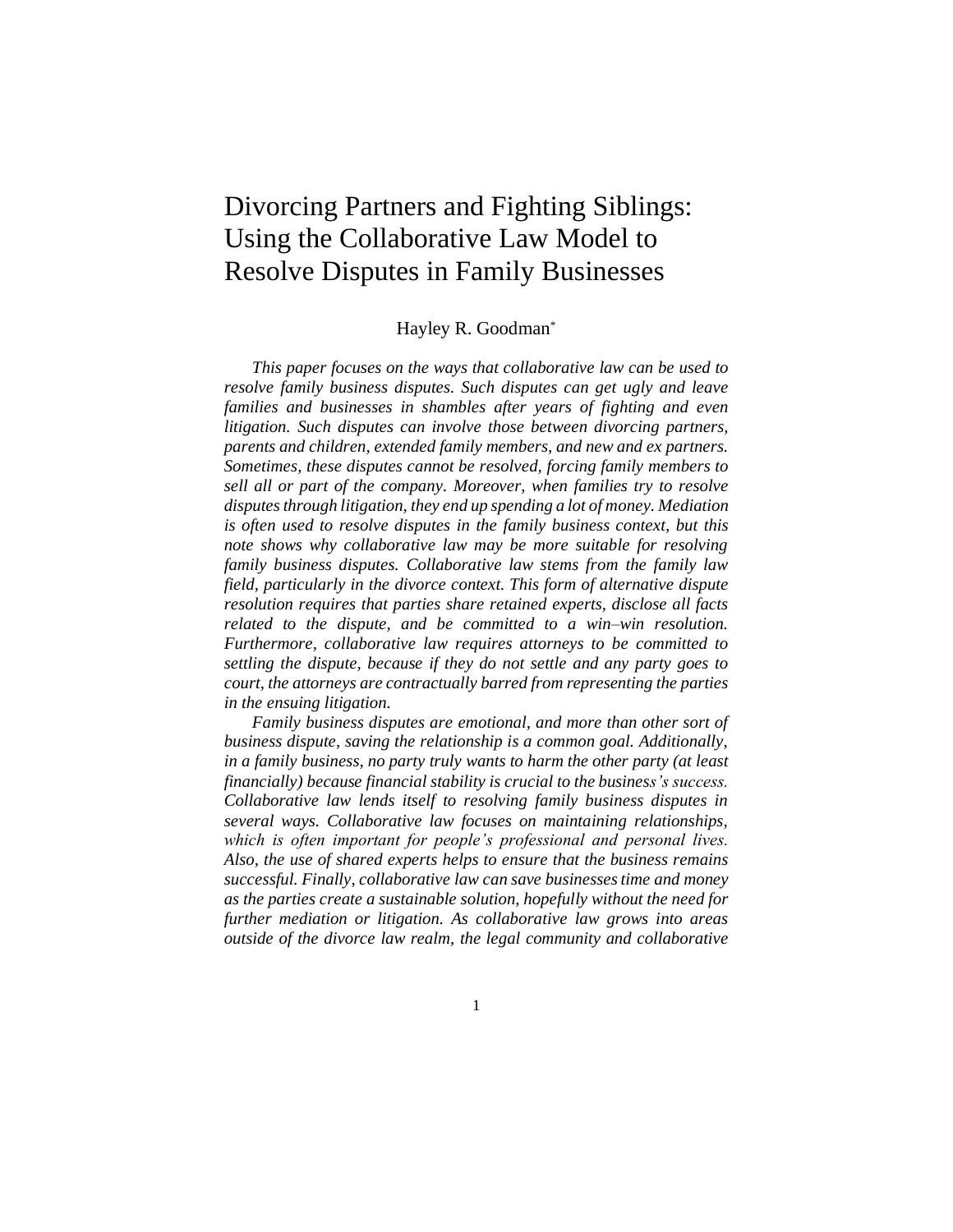# Divorcing Partners and Fighting Siblings: Using the Collaborative Law Model to Resolve Disputes in Family Businesses

Hayley R. Goodman*

*This paper focuses on the ways that collaborative law can be used to resolve family business disputes. Such disputes can get ugly and leave families and businesses in shambles after years of fighting and even litigation. Such disputes can involve those between divorcing partners, parents and children, extended family members, and new and ex partners. Sometimes, these disputes cannot be resolved, forcing family members to sell all or part of the company. Moreover, when families try to resolve disputes through litigation, they end up spending a lot of money. Mediation is often used to resolve disputes in the family business context, but this note shows why collaborative law may be more suitable for resolving family business disputes. Collaborative law stems from the family law field, particularly in the divorce context. This form of alternative dispute resolution requires that parties share retained experts, disclose all facts related to the dispute, and be committed to a win–win resolution. Furthermore, collaborative law requires attorneys to be committed to settling the dispute, because if they do not settle and any party goes to court, the attorneys are contractually barred from representing the parties in the ensuing litigation.*

*Family business disputes are emotional, and more than other sort of business dispute, saving the relationship is a common goal. Additionally, in a family business, no party truly wants to harm the other party (at least financially) because financial stability is crucial to the business's success. Collaborative law lends itself to resolving family business disputes in several ways. Collaborative law focuses on maintaining relationships, which is often important for people's professional and personal lives. Also, the use of shared experts helps to ensure that the business remains successful. Finally, collaborative law can save businesses time and money as the parties create a sustainable solution, hopefully without the need for further mediation or litigation. As collaborative law grows into areas outside of the divorce law realm, the legal community and collaborative*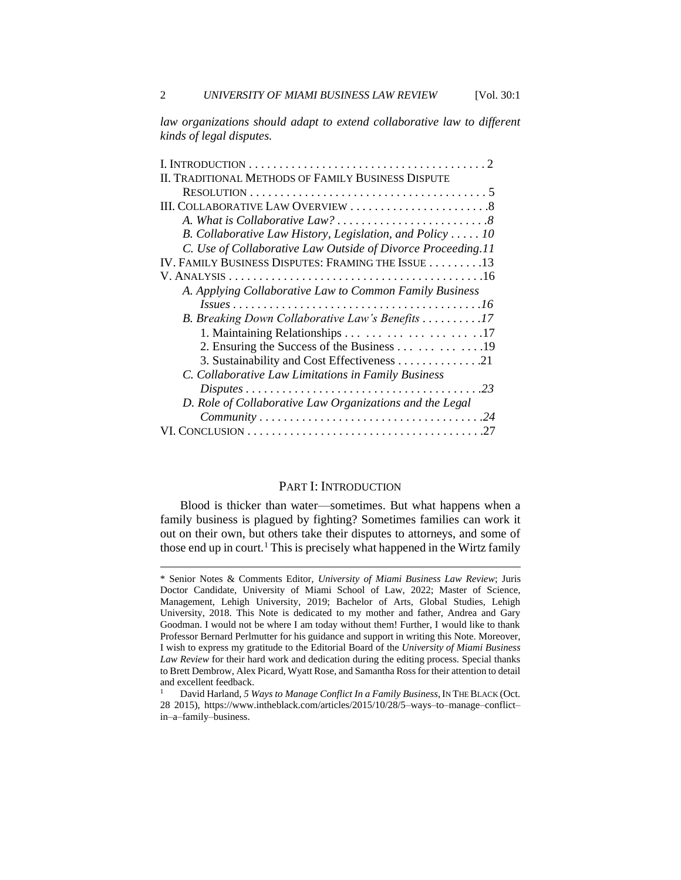*law organizations should adapt to extend collaborative law to different kinds of legal disputes.*

I. INTRODUCTION . . . . . . . . . . . . . . . . . . . . . . . . . . . . . . . . . . . . . . 2
II. TRADITIONAL METHODS OF FAMILY BUSINESS DISPUTE RESOLUTION . . . . . . . . . . . . . . . . . . . . . . . . . . . . . . . . . . . . . . 5
III. COLLABORATIVE LAW OVERVIEW . . . . . . . . . . . . . . . . . . . . . . .8
*A. What is Collaborative Law? . . . . . . . . . . . . . . . . . . . . . . . . .8*
*B. Collaborative Law History, Legislation, and Policy . . . . . 10*
*C. Use of Collaborative Law Outside of Divorce Proceeding.11*
IV. FAMILY BUSINESS DISPUTES: FRAMING THE ISSUE . . . . . . . . .13
V. ANALYSIS . . . . . . . . . . . . . . . . . . . . . . . . . . . . . . . . . . . . . . . . .16
*A. Applying Collaborative Law to Common Family Business Issues . . . . . . . . . . . . . . . . . . . . . . . . . . . . . . . . . . . . . . . .16*
*B. Breaking Down Collaborative Law's Benefits . . . . . . . . . .17*
1. Maintaining Relationships . . . . . . . . . . . . . . . . . . . . .17
2. Ensuring the Success of the Business . . . . . . . . . . . .19
3. Sustainability and Cost Effectiveness . . . . . . . . . . . . .21
*C. Collaborative Law Limitations in Family Business Disputes . . . . . . . . . . . . . . . . . . . . . . . . . . . . . . . . . . . . . .23*
*D. Role of Collaborative Law Organizations and the Legal Community . . . . . . . . . . . . . . . . . . . . . . . . . . . . . . . . . . . .24*
VI. CONCLUSION . . . . . . . . . . . . . . . . . . . . . . . . . . . . . . . . . . . . . .27

## PART I: INTRODUCTION

Blood is thicker than water—sometimes. But what happens when a family business is plagued by fighting? Sometimes families can work it out on their own, but others take their disputes to attorneys, and some of those end up in court.[1] This is precisely what happened in the Wirtz family

---

\* Senior Notes & Comments Editor, *University of Miami Business Law Review*; Juris Doctor Candidate, University of Miami School of Law, 2022; Master of Science, Management, Lehigh University, 2019; Bachelor of Arts, Global Studies, Lehigh University, 2018. This Note is dedicated to my mother and father, Andrea and Gary Goodman. I would not be where I am today without them! Further, I would like to thank Professor Bernard Perlmutter for his guidance and support in writing this Note. Moreover, I wish to express my gratitude to the Editorial Board of the *University of Miami Business Law Review* for their hard work and dedication during the editing process. Special thanks to Brett Dembrow, Alex Picard, Wyatt Rose, and Samantha Ross for their attention to detail and excellent feedback.

[1] David Harland, *5 Ways to Manage Conflict In a Family Business*, IN THE BLACK (Oct. 28 2015), https://www.intheblack.com/articles/2015/10/28/5–ways–to–manage–conflict–in–a–family–business.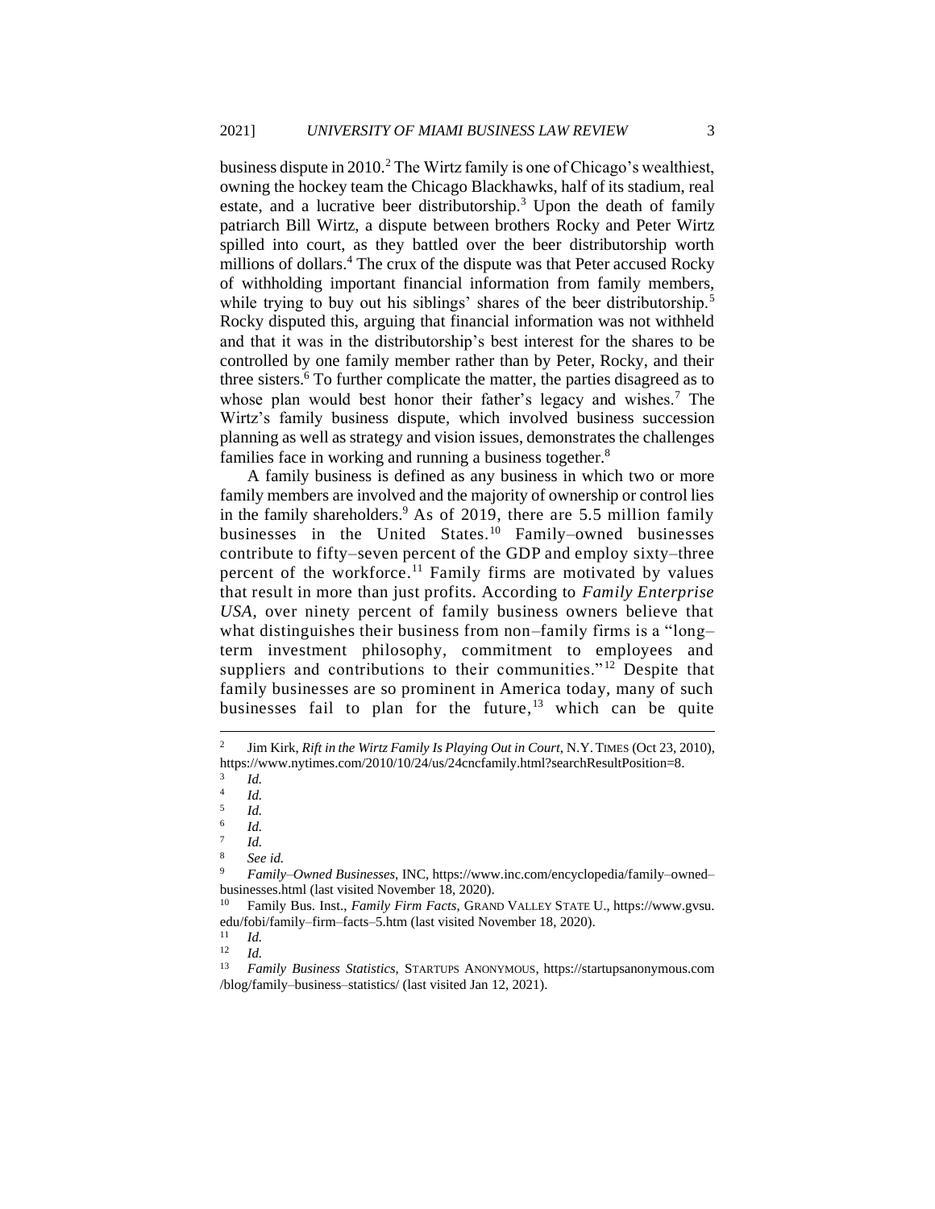business dispute in 2010.[2] The Wirtz family is one of Chicago's wealthiest, owning the hockey team the Chicago Blackhawks, half of its stadium, real estate, and a lucrative beer distributorship.[3] Upon the death of family patriarch Bill Wirtz, a dispute between brothers Rocky and Peter Wirtz spilled into court, as they battled over the beer distributorship worth millions of dollars.[4] The crux of the dispute was that Peter accused Rocky of withholding important financial information from family members, while trying to buy out his siblings' shares of the beer distributorship.[5] Rocky disputed this, arguing that financial information was not withheld and that it was in the distributorship's best interest for the shares to be controlled by one family member rather than by Peter, Rocky, and their three sisters.[6] To further complicate the matter, the parties disagreed as to whose plan would best honor their father's legacy and wishes.[7] The Wirtz's family business dispute, which involved business succession planning as well as strategy and vision issues, demonstrates the challenges families face in working and running a business together.[8]

A family business is defined as any business in which two or more family members are involved and the majority of ownership or control lies in the family shareholders.[9] As of 2019, there are 5.5 million family businesses in the United States.[10] Family–owned businesses contribute to fifty–seven percent of the GDP and employ sixty–three percent of the workforce.[11] Family firms are motivated by values that result in more than just profits. According to *Family Enterprise USA*, over ninety percent of family business owners believe that what distinguishes their business from non–family firms is a "long–term investment philosophy, commitment to employees and suppliers and contributions to their communities."[12] Despite that family businesses are so prominent in America today, many of such businesses fail to plan for the future,[13] which can be quite

---

[2] Jim Kirk, *Rift in the Wirtz Family Is Playing Out in Court*, N.Y. TIMES (Oct 23, 2010), https://www.nytimes.com/2010/10/24/us/24cncfamily.html?searchResultPosition=8.

[3] *Id.*

[4] *Id.*

[5] *Id.*

[6] *Id.*

[7] *Id.*

[8] *See id.*

[9] *Family–Owned Businesses*, INC, https://www.inc.com/encyclopedia/family–owned–businesses.html (last visited November 18, 2020).

[10] Family Bus. Inst., *Family Firm Facts*, GRAND VALLEY STATE U., https://www.gvsu.edu/fobi/family–firm–facts–5.htm (last visited November 18, 2020).

[11] *Id.*

[12] *Id.*

[13] *Family Business Statistics*, STARTUPS ANONYMOUS, https://startupsanonymous.com/blog/family–business–statistics/ (last visited Jan 12, 2021).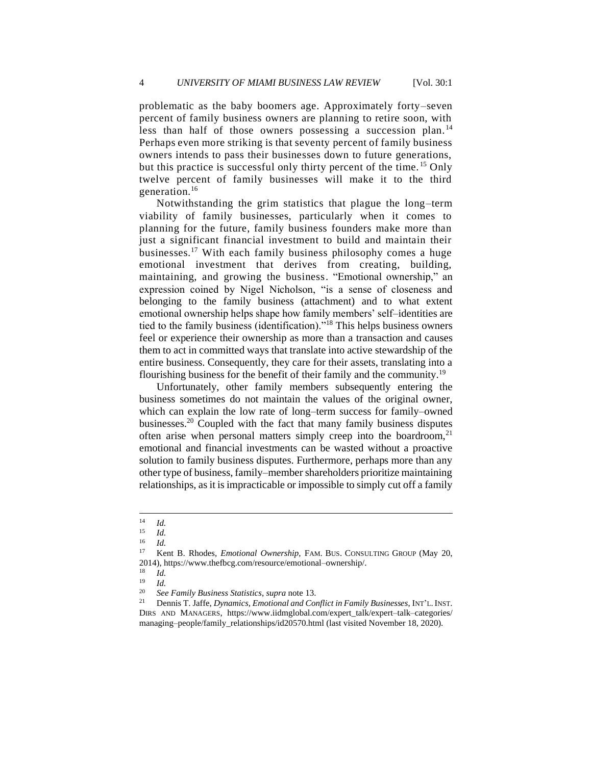problematic as the baby boomers age. Approximately forty–seven percent of family business owners are planning to retire soon, with less than half of those owners possessing a succession plan.[14] Perhaps even more striking is that seventy percent of family business owners intends to pass their businesses down to future generations, but this practice is successful only thirty percent of the time.[15] Only twelve percent of family businesses will make it to the third generation.[16]

Notwithstanding the grim statistics that plague the long–term viability of family businesses, particularly when it comes to planning for the future, family business founders make more than just a significant financial investment to build and maintain their businesses.[17] With each family business philosophy comes a huge emotional investment that derives from creating, building, maintaining, and growing the business. "Emotional ownership," an expression coined by Nigel Nicholson, "is a sense of closeness and belonging to the family business (attachment) and to what extent emotional ownership helps shape how family members' self–identities are tied to the family business (identification)."[18] This helps business owners feel or experience their ownership as more than a transaction and causes them to act in committed ways that translate into active stewardship of the entire business. Consequently, they care for their assets, translating into a flourishing business for the benefit of their family and the community.[19]

Unfortunately, other family members subsequently entering the business sometimes do not maintain the values of the original owner, which can explain the low rate of long–term success for family–owned businesses.[20] Coupled with the fact that many family business disputes often arise when personal matters simply creep into the boardroom,[21] emotional and financial investments can be wasted without a proactive solution to family business disputes. Furthermore, perhaps more than any other type of business, family–member shareholders prioritize maintaining relationships, as it is impracticable or impossible to simply cut off a family

---

[14] *Id.*

[15] *Id.*

[16] *Id.*

[17] Kent B. Rhodes, *Emotional Ownership*, FAM. BUS. CONSULTING GROUP (May 20, 2014), https://www.thefbcg.com/resource/emotional–ownership/.

[18] *Id.*

[19] *Id.*

[20] *See Family Business Statistics*, *supra* note 13.

[21] Dennis T. Jaffe, *Dynamics, Emotional and Conflict in Family Businesses*, INT'L. INST. DIRS AND MANAGERS, https://www.iidmglobal.com/expert_talk/expert–talk–categories/managing–people/family_relationships/id20570.html (last visited November 18, 2020).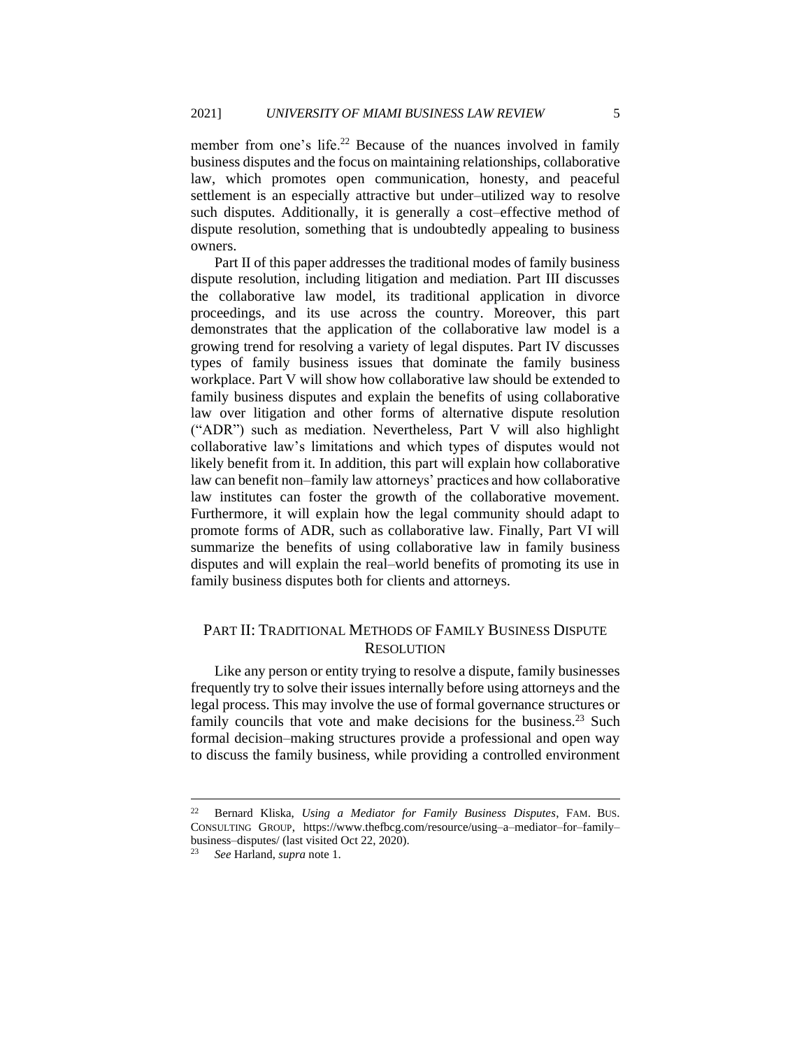member from one's life.[22] Because of the nuances involved in family business disputes and the focus on maintaining relationships, collaborative law, which promotes open communication, honesty, and peaceful settlement is an especially attractive but under–utilized way to resolve such disputes. Additionally, it is generally a cost–effective method of dispute resolution, something that is undoubtedly appealing to business owners.

Part II of this paper addresses the traditional modes of family business dispute resolution, including litigation and mediation. Part III discusses the collaborative law model, its traditional application in divorce proceedings, and its use across the country. Moreover, this part demonstrates that the application of the collaborative law model is a growing trend for resolving a variety of legal disputes. Part IV discusses types of family business issues that dominate the family business workplace. Part V will show how collaborative law should be extended to family business disputes and explain the benefits of using collaborative law over litigation and other forms of alternative dispute resolution ("ADR") such as mediation. Nevertheless, Part V will also highlight collaborative law's limitations and which types of disputes would not likely benefit from it. In addition, this part will explain how collaborative law can benefit non–family law attorneys' practices and how collaborative law institutes can foster the growth of the collaborative movement. Furthermore, it will explain how the legal community should adapt to promote forms of ADR, such as collaborative law. Finally, Part VI will summarize the benefits of using collaborative law in family business disputes and will explain the real–world benefits of promoting its use in family business disputes both for clients and attorneys.

## PART II: TRADITIONAL METHODS OF FAMILY BUSINESS DISPUTE RESOLUTION

Like any person or entity trying to resolve a dispute, family businesses frequently try to solve their issues internally before using attorneys and the legal process. This may involve the use of formal governance structures or family councils that vote and make decisions for the business.[23] Such formal decision–making structures provide a professional and open way to discuss the family business, while providing a controlled environment

---

[22] Bernard Kliska, *Using a Mediator for Family Business Disputes*, FAM. BUS. CONSULTING GROUP, https://www.thefbcg.com/resource/using–a–mediator–for–family–business–disputes/ (last visited Oct 22, 2020).

[23] *See* Harland, *supra* note 1.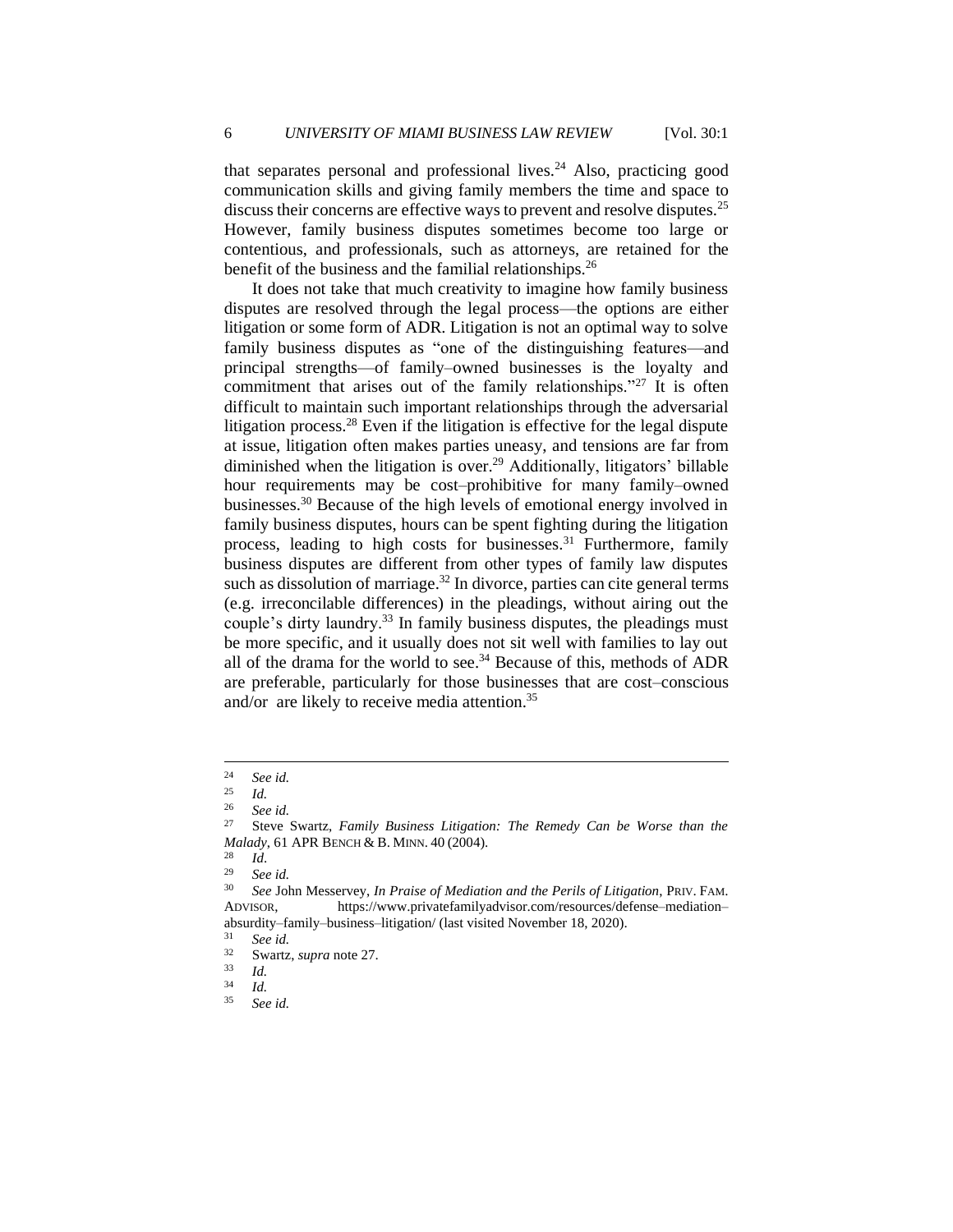that separates personal and professional lives.[24] Also, practicing good communication skills and giving family members the time and space to discuss their concerns are effective ways to prevent and resolve disputes.[25] However, family business disputes sometimes become too large or contentious, and professionals, such as attorneys, are retained for the benefit of the business and the familial relationships.[26]

It does not take that much creativity to imagine how family business disputes are resolved through the legal process—the options are either litigation or some form of ADR. Litigation is not an optimal way to solve family business disputes as "one of the distinguishing features—and principal strengths—of family–owned businesses is the loyalty and commitment that arises out of the family relationships."[27] It is often difficult to maintain such important relationships through the adversarial litigation process.[28] Even if the litigation is effective for the legal dispute at issue, litigation often makes parties uneasy, and tensions are far from diminished when the litigation is over.[29] Additionally, litigators' billable hour requirements may be cost–prohibitive for many family–owned businesses.[30] Because of the high levels of emotional energy involved in family business disputes, hours can be spent fighting during the litigation process, leading to high costs for businesses.[31] Furthermore, family business disputes are different from other types of family law disputes such as dissolution of marriage.[32] In divorce, parties can cite general terms (e.g. irreconcilable differences) in the pleadings, without airing out the couple's dirty laundry.[33] In family business disputes, the pleadings must be more specific, and it usually does not sit well with families to lay out all of the drama for the world to see.[34] Because of this, methods of ADR are preferable, particularly for those businesses that are cost–conscious and/or are likely to receive media attention.[35]

---

[24] *See id.*

[25] *Id.*

[26] *See id.*

[27] Steve Swartz, *Family Business Litigation: The Remedy Can be Worse than the Malady*, 61 APR BENCH & B. MINN. 40 (2004).

[28] *Id.*

[29] *See id.*

[30] *See* John Messervey, *In Praise of Mediation and the Perils of Litigation*, PRIV. FAM. ADVISOR, https://www.privatefamilyadvisor.com/resources/defense–mediation–absurdity–family–business–litigation/ (last visited November 18, 2020).

[31] *See id.*

[32] Swartz, *supra* note 27.

[33] *Id.*

[34] *Id.*

[35] *See id.*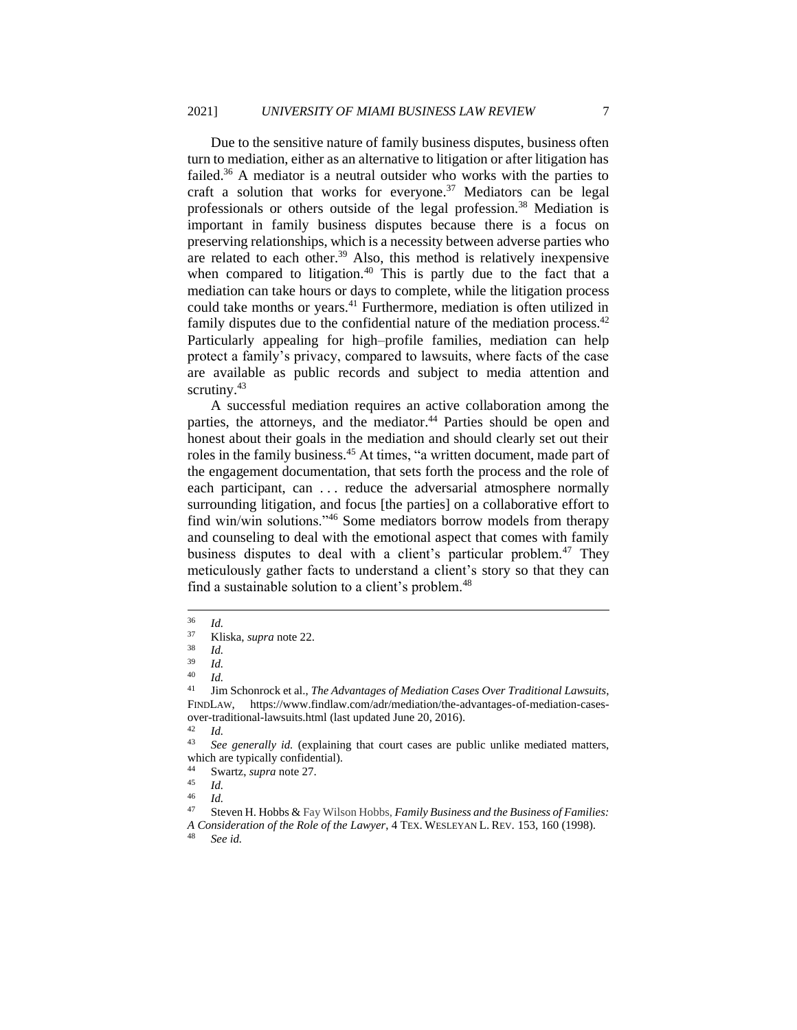Due to the sensitive nature of family business disputes, business often turn to mediation, either as an alternative to litigation or after litigation has failed.[36] A mediator is a neutral outsider who works with the parties to craft a solution that works for everyone.[37] Mediators can be legal professionals or others outside of the legal profession.[38] Mediation is important in family business disputes because there is a focus on preserving relationships, which is a necessity between adverse parties who are related to each other.[39] Also, this method is relatively inexpensive when compared to litigation.[40] This is partly due to the fact that a mediation can take hours or days to complete, while the litigation process could take months or years.[41] Furthermore, mediation is often utilized in family disputes due to the confidential nature of the mediation process.[42] Particularly appealing for high–profile families, mediation can help protect a family's privacy, compared to lawsuits, where facts of the case are available as public records and subject to media attention and scrutiny.[43]

A successful mediation requires an active collaboration among the parties, the attorneys, and the mediator.[44] Parties should be open and honest about their goals in the mediation and should clearly set out their roles in the family business.[45] At times, "a written document, made part of the engagement documentation, that sets forth the process and the role of each participant, can . . . reduce the adversarial atmosphere normally surrounding litigation, and focus [the parties] on a collaborative effort to find win/win solutions."[46] Some mediators borrow models from therapy and counseling to deal with the emotional aspect that comes with family business disputes to deal with a client's particular problem.[47] They meticulously gather facts to understand a client's story so that they can find a sustainable solution to a client's problem.[48]

---

[36] *Id.*

[37] Kliska, *supra* note 22.

[38] *Id.*

[39] *Id.*

[40] *Id.*

[41] Jim Schonrock et al., *The Advantages of Mediation Cases Over Traditional Lawsuits*, FINDLAW, https://www.findlaw.com/adr/mediation/the-advantages-of-mediation-cases-over-traditional-lawsuits.html (last updated June 20, 2016).

[42] *Id.*

[43] *See generally id.* (explaining that court cases are public unlike mediated matters, which are typically confidential).

[44] Swartz, *supra* note 27.

[45] *Id.*

[46] *Id.*

[47] Steven H. Hobbs & Fay Wilson Hobbs, *Family Business and the Business of Families: A Consideration of the Role of the Lawyer*, 4 TEX. WESLEYAN L. REV. 153, 160 (1998).

[48] *See id.*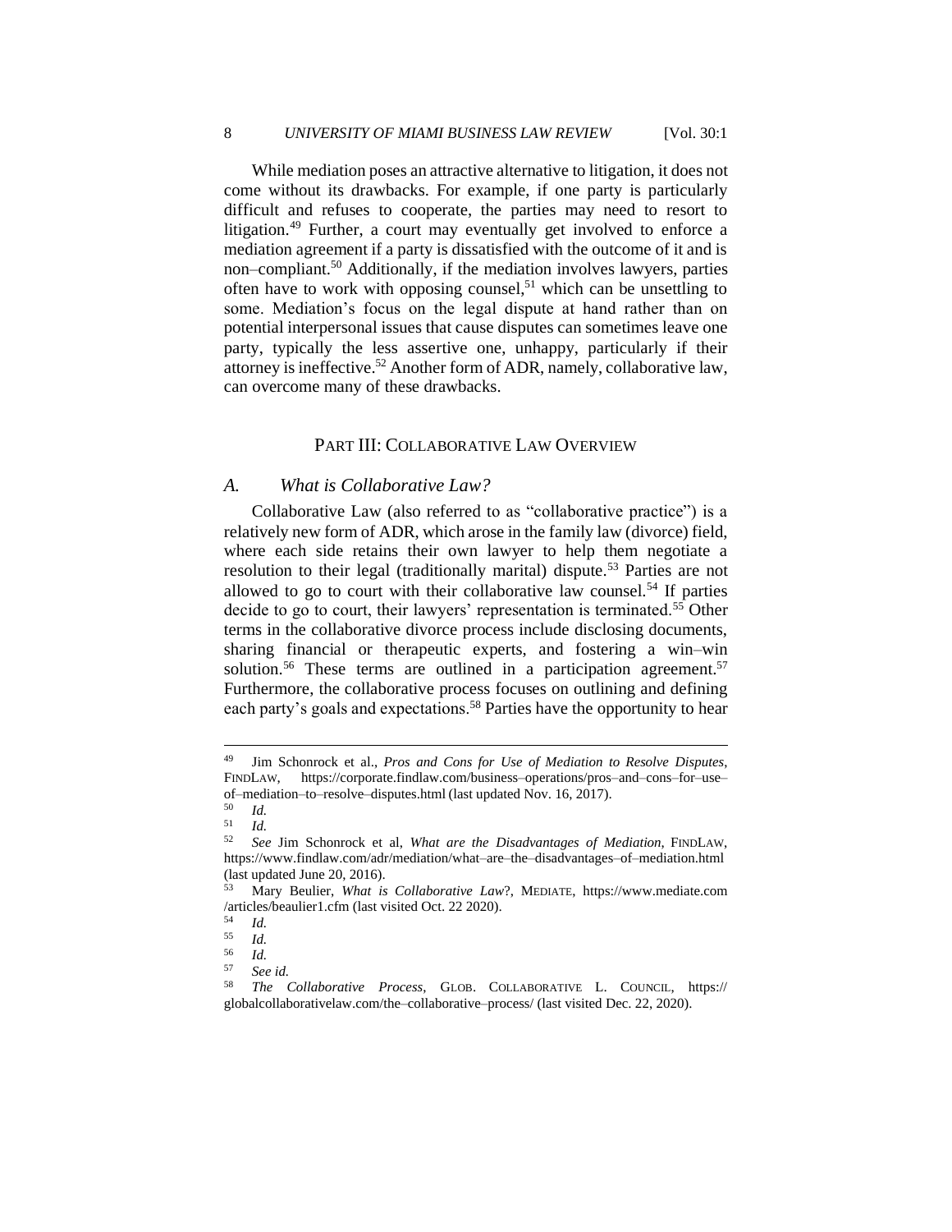While mediation poses an attractive alternative to litigation, it does not come without its drawbacks. For example, if one party is particularly difficult and refuses to cooperate, the parties may need to resort to litigation.[49] Further, a court may eventually get involved to enforce a mediation agreement if a party is dissatisfied with the outcome of it and is non–compliant.[50] Additionally, if the mediation involves lawyers, parties often have to work with opposing counsel,[51] which can be unsettling to some. Mediation's focus on the legal dispute at hand rather than on potential interpersonal issues that cause disputes can sometimes leave one party, typically the less assertive one, unhappy, particularly if their attorney is ineffective.[52] Another form of ADR, namely, collaborative law, can overcome many of these drawbacks.

## PART III: COLLABORATIVE LAW OVERVIEW

### *A. What is Collaborative Law?*

Collaborative Law (also referred to as "collaborative practice") is a relatively new form of ADR, which arose in the family law (divorce) field, where each side retains their own lawyer to help them negotiate a resolution to their legal (traditionally marital) dispute.[53] Parties are not allowed to go to court with their collaborative law counsel.[54] If parties decide to go to court, their lawyers' representation is terminated.[55] Other terms in the collaborative divorce process include disclosing documents, sharing financial or therapeutic experts, and fostering a win–win solution.[56] These terms are outlined in a participation agreement.[57] Furthermore, the collaborative process focuses on outlining and defining each party's goals and expectations.[58] Parties have the opportunity to hear

---

[49] Jim Schonrock et al., *Pros and Cons for Use of Mediation to Resolve Disputes*, FINDLAW, https://corporate.findlaw.com/business–operations/pros–and–cons–for–use–of–mediation–to–resolve–disputes.html (last updated Nov. 16, 2017).

[50] *Id.*

[51] *Id.*

[52] *See* Jim Schonrock et al, *What are the Disadvantages of Mediation*, FINDLAW, https://www.findlaw.com/adr/mediation/what–are–the–disadvantages–of–mediation.html (last updated June 20, 2016).

[53] Mary Beulier, *What is Collaborative Law*?, MEDIATE, https://www.mediate.com /articles/beaulier1.cfm (last visited Oct. 22 2020).

[54] *Id.*

[55] *Id.*

[56] *Id.*

[57] *See id.*

[58] *The Collaborative Process*, GLOB. COLLABORATIVE L. COUNCIL, https:// globalcollaborativelaw.com/the–collaborative–process/ (last visited Dec. 22, 2020).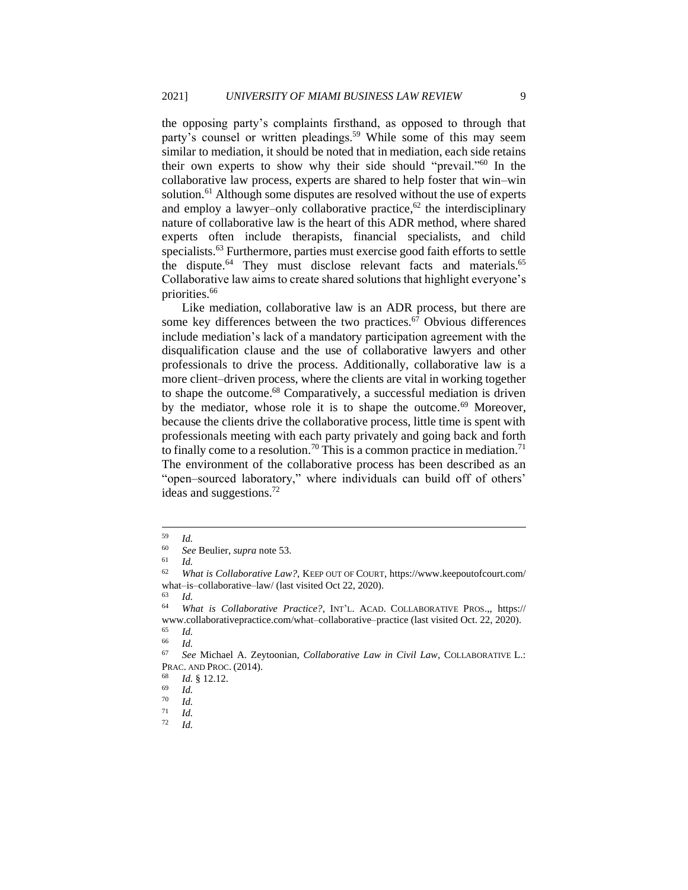the opposing party's complaints firsthand, as opposed to through that party's counsel or written pleadings.[59] While some of this may seem similar to mediation, it should be noted that in mediation, each side retains their own experts to show why their side should "prevail."[60] In the collaborative law process, experts are shared to help foster that win–win solution.[61] Although some disputes are resolved without the use of experts and employ a lawyer–only collaborative practice,[62] the interdisciplinary nature of collaborative law is the heart of this ADR method, where shared experts often include therapists, financial specialists, and child specialists.[63] Furthermore, parties must exercise good faith efforts to settle the dispute.[64] They must disclose relevant facts and materials.[65] Collaborative law aims to create shared solutions that highlight everyone's priorities.[66]

Like mediation, collaborative law is an ADR process, but there are some key differences between the two practices.[67] Obvious differences include mediation's lack of a mandatory participation agreement with the disqualification clause and the use of collaborative lawyers and other professionals to drive the process. Additionally, collaborative law is a more client–driven process, where the clients are vital in working together to shape the outcome.[68] Comparatively, a successful mediation is driven by the mediator, whose role it is to shape the outcome.[69] Moreover, because the clients drive the collaborative process, little time is spent with professionals meeting with each party privately and going back and forth to finally come to a resolution.[70] This is a common practice in mediation.[71] The environment of the collaborative process has been described as an "open–sourced laboratory," where individuals can build off of others' ideas and suggestions.[72]

---

[59] *Id.*

[60] *See* Beulier, *supra* note 53.

[61] *Id.*

[62] *What is Collaborative Law?*, KEEP OUT OF COURT, https://www.keepoutofcourt.com/what–is–collaborative–law/ (last visited Oct 22, 2020).

[63] *Id.*

[64] *What is Collaborative Practice?*, INT'L. ACAD. COLLABORATIVE PROS.,, https://www.collaborativepractice.com/what–collaborative–practice (last visited Oct. 22, 2020).

[65] *Id.*

[66] *Id.*

[67] *See* Michael A. Zeytoonian, *Collaborative Law in Civil Law*, COLLABORATIVE L.: PRAC. AND PROC. (2014).

[68] *Id.* § 12.12.

[69] *Id.*

[70] *Id.*

[71] *Id.*

[72] *Id.*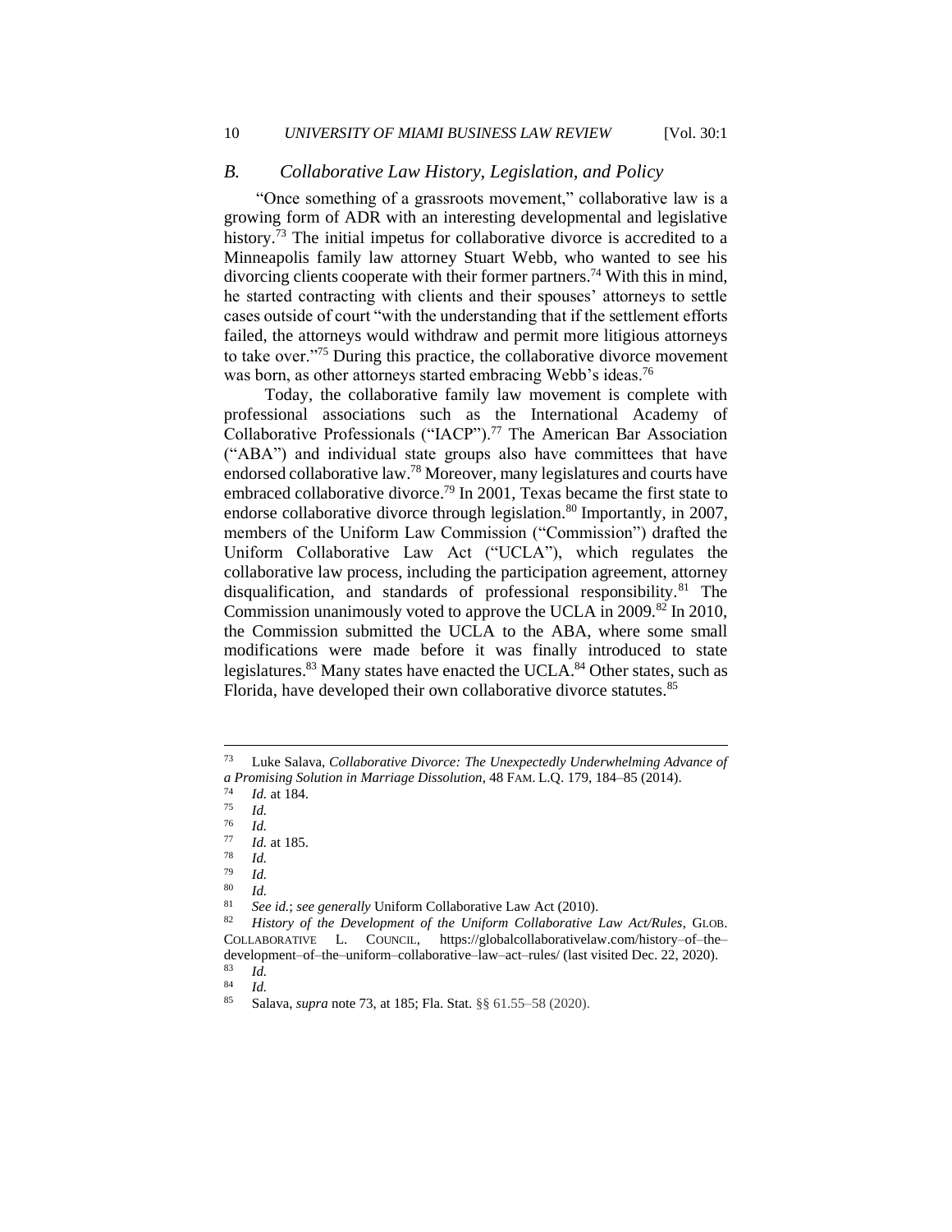### B. *Collaborative Law History, Legislation, and Policy*

"Once something of a grassroots movement," collaborative law is a growing form of ADR with an interesting developmental and legislative history.[73] The initial impetus for collaborative divorce is accredited to a Minneapolis family law attorney Stuart Webb, who wanted to see his divorcing clients cooperate with their former partners.[74] With this in mind, he started contracting with clients and their spouses' attorneys to settle cases outside of court "with the understanding that if the settlement efforts failed, the attorneys would withdraw and permit more litigious attorneys to take over."[75] During this practice, the collaborative divorce movement was born, as other attorneys started embracing Webb's ideas.[76]

Today, the collaborative family law movement is complete with professional associations such as the International Academy of Collaborative Professionals ("IACP").[77] The American Bar Association ("ABA") and individual state groups also have committees that have endorsed collaborative law.[78] Moreover, many legislatures and courts have embraced collaborative divorce.[79] In 2001, Texas became the first state to endorse collaborative divorce through legislation.[80] Importantly, in 2007, members of the Uniform Law Commission ("Commission") drafted the Uniform Collaborative Law Act ("UCLA"), which regulates the collaborative law process, including the participation agreement, attorney disqualification, and standards of professional responsibility.[81] The Commission unanimously voted to approve the UCLA in 2009.[82] In 2010, the Commission submitted the UCLA to the ABA, where some small modifications were made before it was finally introduced to state legislatures.[83] Many states have enacted the UCLA.[84] Other states, such as Florida, have developed their own collaborative divorce statutes.[85]

---

[73] Luke Salava, *Collaborative Divorce: The Unexpectedly Underwhelming Advance of a Promising Solution in Marriage Dissolution*, 48 FAM. L.Q. 179, 184–85 (2014).

[74] *Id.* at 184.

[75] *Id.*

[76] *Id.*

[77] *Id.* at 185.

[78] *Id.*

[79] *Id.*

[80] *Id.*

[81] *See id.*; *see generally* Uniform Collaborative Law Act (2010).

[82] *History of the Development of the Uniform Collaborative Law Act/Rules*, GLOB. COLLABORATIVE L. COUNCIL, https://globalcollaborativelaw.com/history–of–the–development–of–the–uniform–collaborative–law–act–rules/ (last visited Dec. 22, 2020).

[83] *Id.*

[84] *Id.*

[85] Salava, *supra* note 73, at 185; Fla. Stat. §§ 61.55–58 (2020).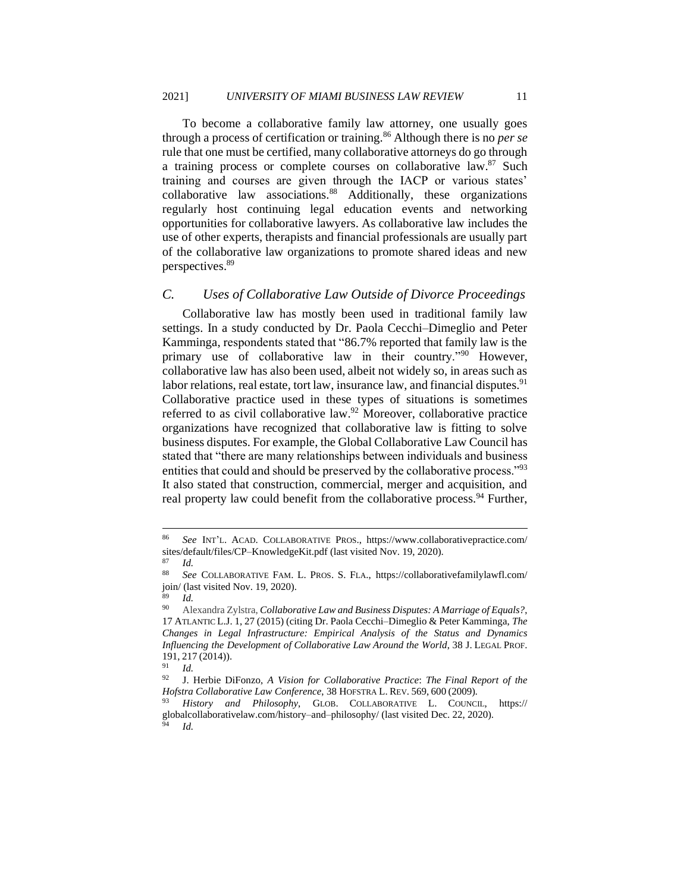To become a collaborative family law attorney, one usually goes through a process of certification or training.[86] Although there is no *per se* rule that one must be certified, many collaborative attorneys do go through a training process or complete courses on collaborative law.[87] Such training and courses are given through the IACP or various states' collaborative law associations.[88] Additionally, these organizations regularly host continuing legal education events and networking opportunities for collaborative lawyers. As collaborative law includes the use of other experts, therapists and financial professionals are usually part of the collaborative law organizations to promote shared ideas and new perspectives.[89]

## *C. Uses of Collaborative Law Outside of Divorce Proceedings*

Collaborative law has mostly been used in traditional family law settings. In a study conducted by Dr. Paola Cecchi–Dimeglio and Peter Kamminga, respondents stated that "86.7% reported that family law is the primary use of collaborative law in their country."[90] However, collaborative law has also been used, albeit not widely so, in areas such as labor relations, real estate, tort law, insurance law, and financial disputes.[91] Collaborative practice used in these types of situations is sometimes referred to as civil collaborative law.[92] Moreover, collaborative practice organizations have recognized that collaborative law is fitting to solve business disputes. For example, the Global Collaborative Law Council has stated that "there are many relationships between individuals and business entities that could and should be preserved by the collaborative process."[93] It also stated that construction, commercial, merger and acquisition, and real property law could benefit from the collaborative process.[94] Further,

---

[86] *See* INT'L. ACAD. COLLABORATIVE PROS., https://www.collaborativepractice.com/sites/default/files/CP–KnowledgeKit.pdf (last visited Nov. 19, 2020).

[87] *Id.*

[88] *See* COLLABORATIVE FAM. L. PROS. S. FLA., https://collaborativefamilylawfl.com/join/ (last visited Nov. 19, 2020).

[89] *Id.*

[90] Alexandra Zylstra, *Collaborative Law and Business Disputes: A Marriage of Equals?*, 17 ATLANTIC L.J. 1, 27 (2015) (citing Dr. Paola Cecchi–Dimeglio & Peter Kamminga, *The Changes in Legal Infrastructure: Empirical Analysis of the Status and Dynamics Influencing the Development of Collaborative Law Around the World*, 38 J. LEGAL PROF. 191, 217 (2014)).

[91] *Id.*

[92] J. Herbie DiFonzo, *A Vision for Collaborative Practice*: *The Final Report of the Hofstra Collaborative Law Conference*, 38 HOFSTRA L. REV. 569, 600 (2009).

[93] *History and Philosophy*, GLOB. COLLABORATIVE L. COUNCIL, https://globalcollaborativelaw.com/history–and–philosophy/ (last visited Dec. 22, 2020).

[94] *Id.*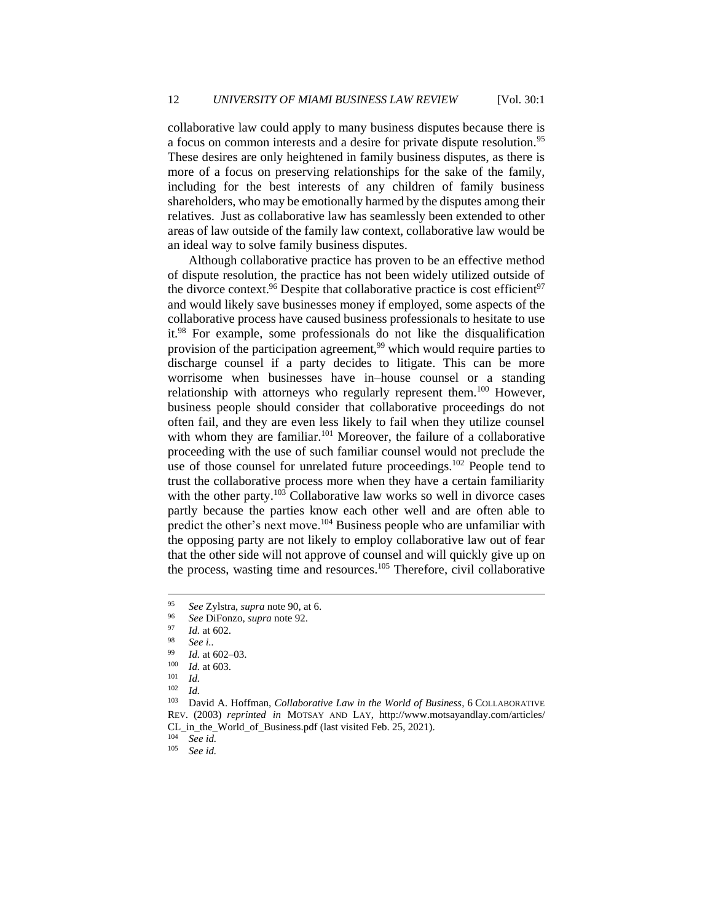collaborative law could apply to many business disputes because there is a focus on common interests and a desire for private dispute resolution.[95] These desires are only heightened in family business disputes, as there is more of a focus on preserving relationships for the sake of the family, including for the best interests of any children of family business shareholders, who may be emotionally harmed by the disputes among their relatives. Just as collaborative law has seamlessly been extended to other areas of law outside of the family law context, collaborative law would be an ideal way to solve family business disputes.

Although collaborative practice has proven to be an effective method of dispute resolution, the practice has not been widely utilized outside of the divorce context.[96] Despite that collaborative practice is cost efficient[97] and would likely save businesses money if employed, some aspects of the collaborative process have caused business professionals to hesitate to use it.[98] For example, some professionals do not like the disqualification provision of the participation agreement,[99] which would require parties to discharge counsel if a party decides to litigate. This can be more worrisome when businesses have in–house counsel or a standing relationship with attorneys who regularly represent them.[100] However, business people should consider that collaborative proceedings do not often fail, and they are even less likely to fail when they utilize counsel with whom they are familiar.[101] Moreover, the failure of a collaborative proceeding with the use of such familiar counsel would not preclude the use of those counsel for unrelated future proceedings.[102] People tend to trust the collaborative process more when they have a certain familiarity with the other party.[103] Collaborative law works so well in divorce cases partly because the parties know each other well and are often able to predict the other's next move.[104] Business people who are unfamiliar with the opposing party are not likely to employ collaborative law out of fear that the other side will not approve of counsel and will quickly give up on the process, wasting time and resources.[105] Therefore, civil collaborative

---

[95] *See* Zylstra, *supra* note 90, at 6.

[96] *See* DiFonzo, *supra* note 92.

[97] *Id.* at 602.

[98] *See i.*.

[99] *Id.* at 602–03.

[100] *Id.* at 603.

[101] *Id.*

[102] *Id.*

[103] David A. Hoffman, *Collaborative Law in the World of Business*, 6 COLLABORATIVE REV. (2003) *reprinted in* MOTSAY AND LAY, http://www.motsayandlay.com/articles/CL_in_the_World_of_Business.pdf (last visited Feb. 25, 2021).

[104] *See id.*

[105] *See id.*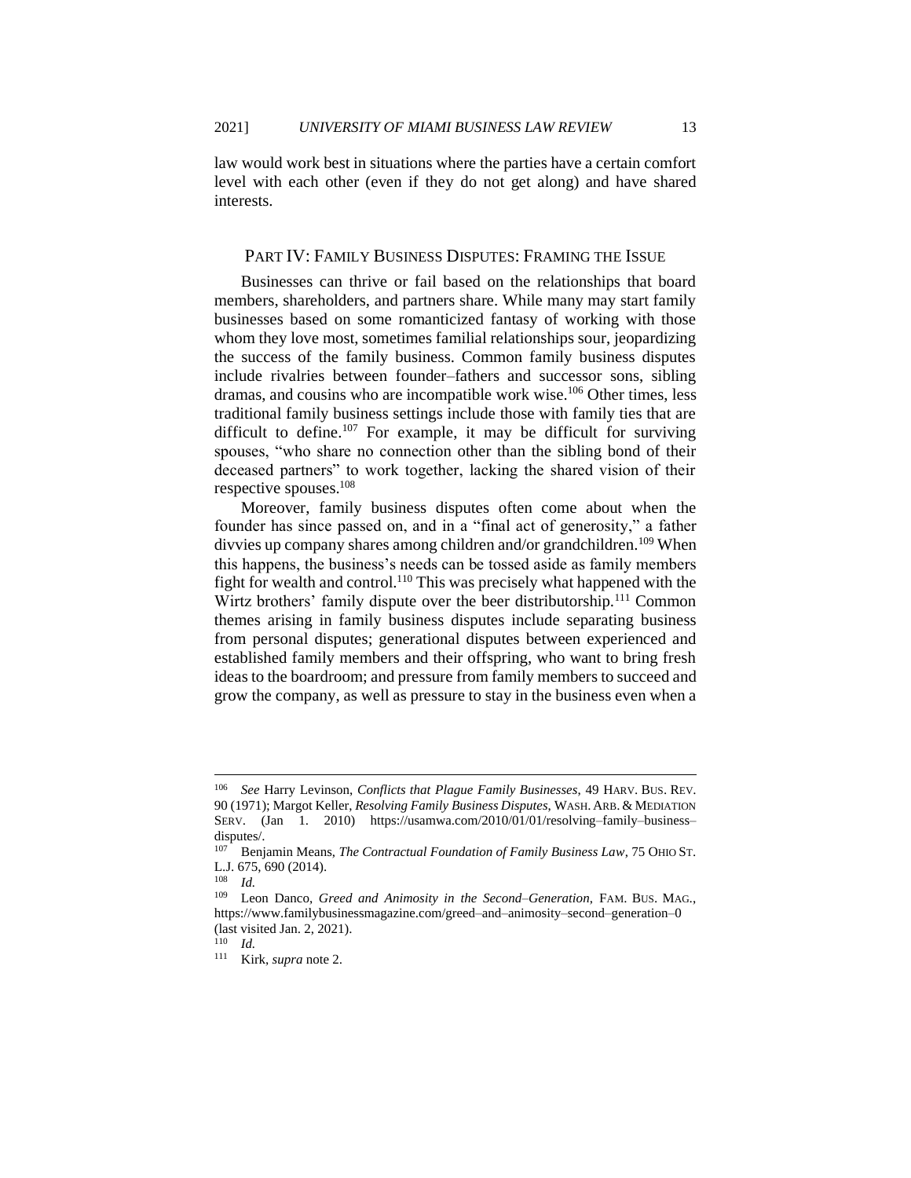law would work best in situations where the parties have a certain comfort level with each other (even if they do not get along) and have shared interests.

## PART IV: FAMILY BUSINESS DISPUTES: FRAMING THE ISSUE

Businesses can thrive or fail based on the relationships that board members, shareholders, and partners share. While many may start family businesses based on some romanticized fantasy of working with those whom they love most, sometimes familial relationships sour, jeopardizing the success of the family business. Common family business disputes include rivalries between founder–fathers and successor sons, sibling dramas, and cousins who are incompatible work wise.[106] Other times, less traditional family business settings include those with family ties that are difficult to define.[107] For example, it may be difficult for surviving spouses, "who share no connection other than the sibling bond of their deceased partners" to work together, lacking the shared vision of their respective spouses.[108]

Moreover, family business disputes often come about when the founder has since passed on, and in a "final act of generosity," a father divvies up company shares among children and/or grandchildren.[109] When this happens, the business's needs can be tossed aside as family members fight for wealth and control.[110] This was precisely what happened with the Wirtz brothers' family dispute over the beer distributorship.[111] Common themes arising in family business disputes include separating business from personal disputes; generational disputes between experienced and established family members and their offspring, who want to bring fresh ideas to the boardroom; and pressure from family members to succeed and grow the company, as well as pressure to stay in the business even when a

---

[106] *See* Harry Levinson, *Conflicts that Plague Family Businesses*, 49 HARV. BUS. REV. 90 (1971); Margot Keller, *Resolving Family Business Disputes*, WASH. ARB. & MEDIATION SERV. (Jan 1. 2010) https://usamwa.com/2010/01/01/resolving–family–business–disputes/.

[107] Benjamin Means, *The Contractual Foundation of Family Business Law*, 75 OHIO ST. L.J. 675, 690 (2014).

[108] *Id.*

[109] Leon Danco, *Greed and Animosity in the Second–Generation*, FAM. BUS. MAG., https://www.familybusinessmagazine.com/greed–and–animosity–second–generation–0 (last visited Jan. 2, 2021).

[110] *Id.*

[111] Kirk, *supra* note 2.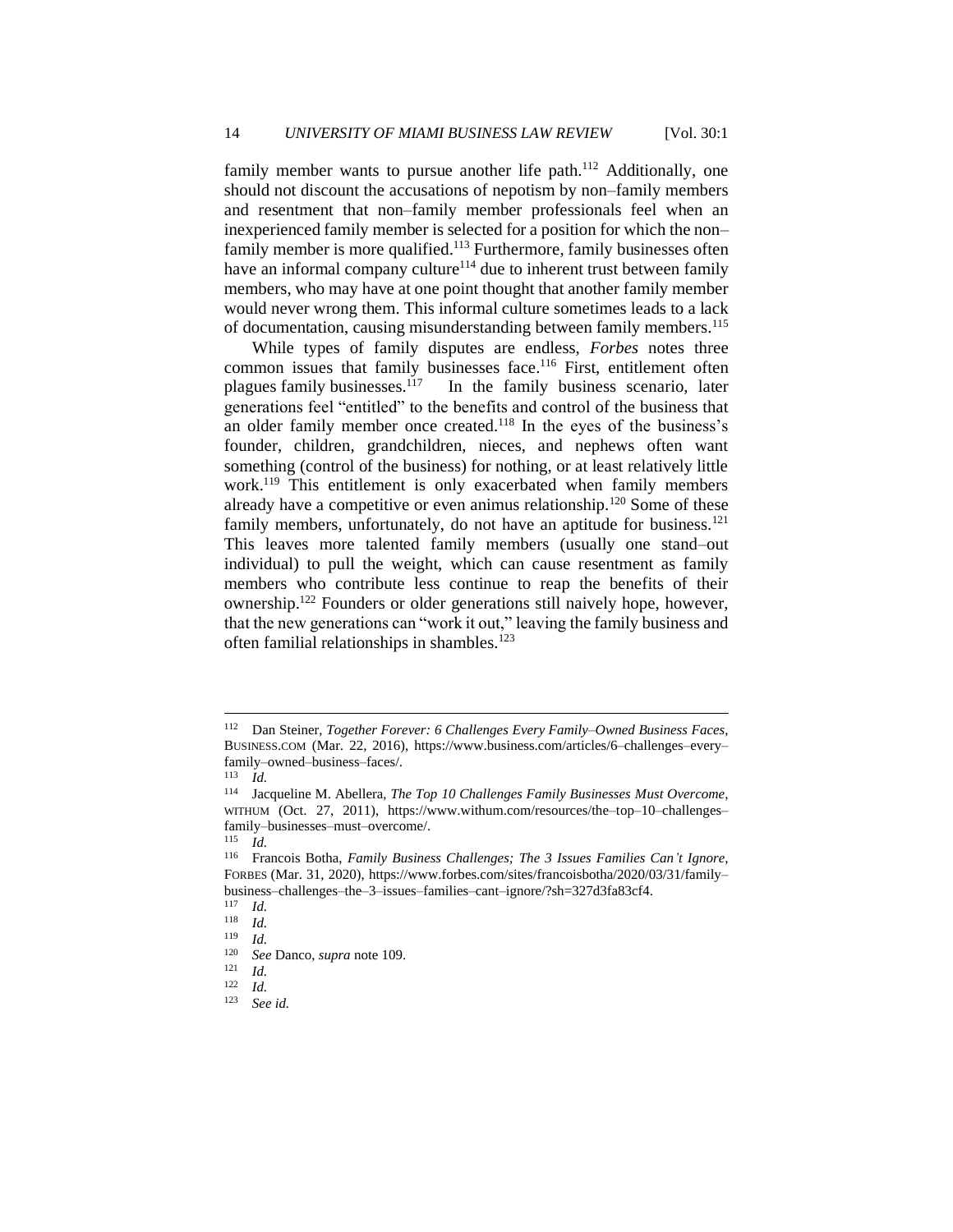family member wants to pursue another life path.[112] Additionally, one should not discount the accusations of nepotism by non–family members and resentment that non–family member professionals feel when an inexperienced family member is selected for a position for which the non–family member is more qualified.[113] Furthermore, family businesses often have an informal company culture[114] due to inherent trust between family members, who may have at one point thought that another family member would never wrong them. This informal culture sometimes leads to a lack of documentation, causing misunderstanding between family members.[115]

While types of family disputes are endless, *Forbes* notes three common issues that family businesses face.[116] First, entitlement often plagues family businesses.[117] In the family business scenario, later generations feel "entitled" to the benefits and control of the business that an older family member once created.[118] In the eyes of the business's founder, children, grandchildren, nieces, and nephews often want something (control of the business) for nothing, or at least relatively little work.[119] This entitlement is only exacerbated when family members already have a competitive or even animus relationship.[120] Some of these family members, unfortunately, do not have an aptitude for business.[121] This leaves more talented family members (usually one stand–out individual) to pull the weight, which can cause resentment as family members who contribute less continue to reap the benefits of their ownership.[122] Founders or older generations still naively hope, however, that the new generations can "work it out," leaving the family business and often familial relationships in shambles.[123]

---

[112] Dan Steiner, *Together Forever: 6 Challenges Every Family–Owned Business Faces*, BUSINESS.COM (Mar. 22, 2016), https://www.business.com/articles/6–challenges–every–family–owned–business–faces/.

[113] *Id.*

[114] Jacqueline M. Abellera, *The Top 10 Challenges Family Businesses Must Overcome*, WITHUM (Oct. 27, 2011), https://www.withum.com/resources/the–top–10–challenges–family–businesses–must–overcome/.

[115] *Id.*

[116] Francois Botha, *Family Business Challenges; The 3 Issues Families Can't Ignore*, FORBES (Mar. 31, 2020), https://www.forbes.com/sites/francoisbotha/2020/03/31/family–business–challenges–the–3–issues–families–cant–ignore/?sh=327d3fa83cf4.

[117] *Id.*

[118] *Id.*

[119] *Id.*

[120] *See* Danco, *supra* note 109.

[121] *Id.*

[122] *Id.*

[123] *See id.*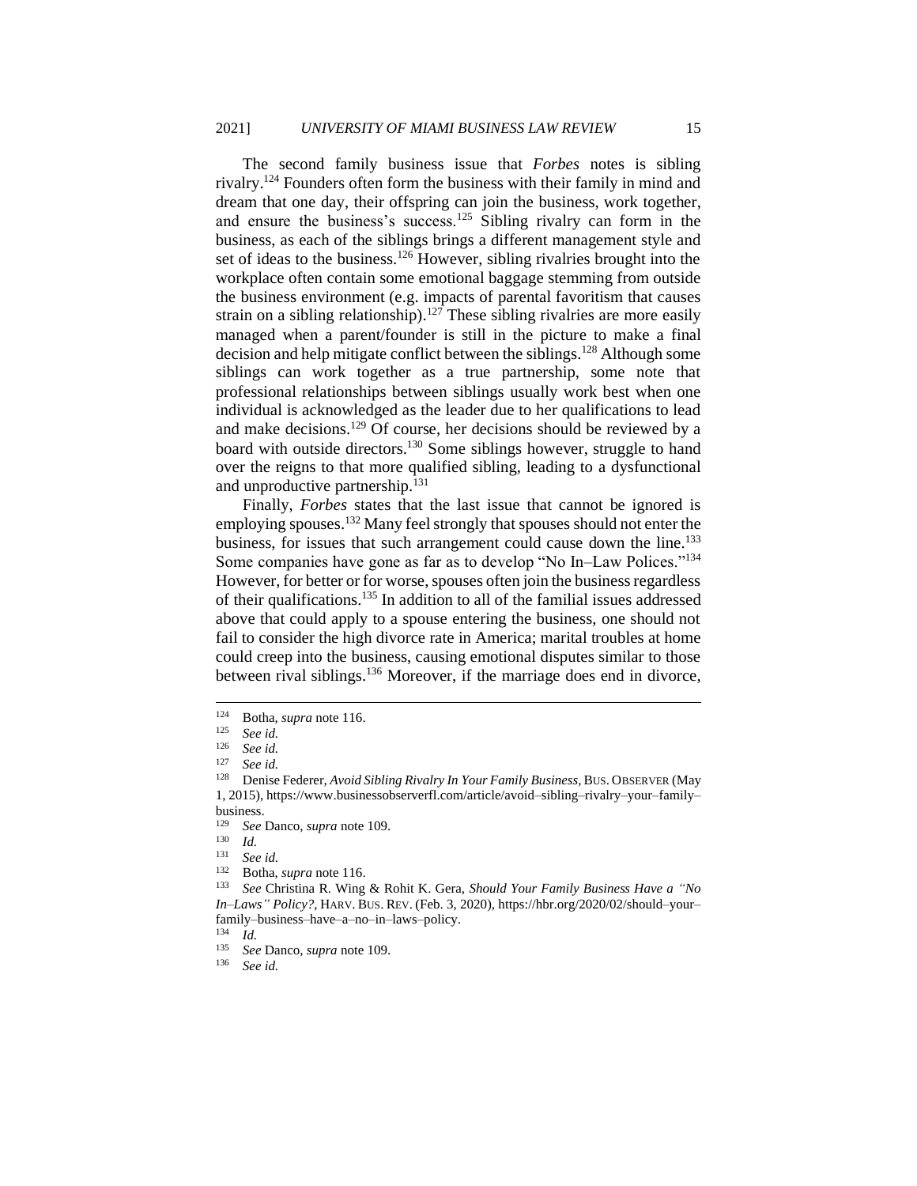The second family business issue that *Forbes* notes is sibling rivalry.[124] Founders often form the business with their family in mind and dream that one day, their offspring can join the business, work together, and ensure the business's success.[125] Sibling rivalry can form in the business, as each of the siblings brings a different management style and set of ideas to the business.[126] However, sibling rivalries brought into the workplace often contain some emotional baggage stemming from outside the business environment (e.g. impacts of parental favoritism that causes strain on a sibling relationship).[127] These sibling rivalries are more easily managed when a parent/founder is still in the picture to make a final decision and help mitigate conflict between the siblings.[128] Although some siblings can work together as a true partnership, some note that professional relationships between siblings usually work best when one individual is acknowledged as the leader due to her qualifications to lead and make decisions.[129] Of course, her decisions should be reviewed by a board with outside directors.[130] Some siblings however, struggle to hand over the reigns to that more qualified sibling, leading to a dysfunctional and unproductive partnership.[131]

Finally, *Forbes* states that the last issue that cannot be ignored is employing spouses.[132] Many feel strongly that spouses should not enter the business, for issues that such arrangement could cause down the line.[133] Some companies have gone as far as to develop "No In–Law Polices."[134] However, for better or for worse, spouses often join the business regardless of their qualifications.[135] In addition to all of the familial issues addressed above that could apply to a spouse entering the business, one should not fail to consider the high divorce rate in America; marital troubles at home could creep into the business, causing emotional disputes similar to those between rival siblings.[136] Moreover, if the marriage does end in divorce,

---

[124] Botha, *supra* note 116.

[125] *See id.*

[126] *See id.*

[127] *See id.*

[128] Denise Federer, *Avoid Sibling Rivalry In Your Family Business*, BUS. OBSERVER (May 1, 2015), https://www.businessobserverfl.com/article/avoid–sibling–rivalry–your–family–business.

[129] *See* Danco, *supra* note 109.

[130] *Id.*

[131] *See id.*

[132] Botha, *supra* note 116.

[133] *See* Christina R. Wing & Rohit K. Gera, *Should Your Family Business Have a "No In–Laws" Policy?*, HARV. BUS. REV. (Feb. 3, 2020), https://hbr.org/2020/02/should–your–family–business–have–a–no–in–laws–policy.

[134] *Id.*

[135] *See* Danco, *supra* note 109.

[136] *See id.*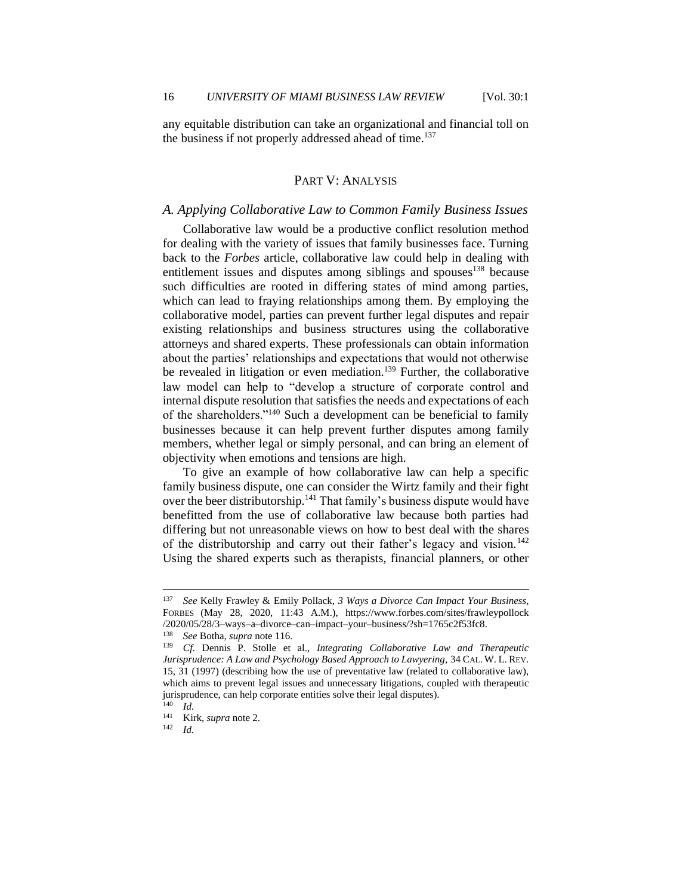any equitable distribution can take an organizational and financial toll on the business if not properly addressed ahead of time.[137]

## PART V: ANALYSIS

### *A. Applying Collaborative Law to Common Family Business Issues*

Collaborative law would be a productive conflict resolution method for dealing with the variety of issues that family businesses face. Turning back to the *Forbes* article, collaborative law could help in dealing with entitlement issues and disputes among siblings and spouses[138] because such difficulties are rooted in differing states of mind among parties, which can lead to fraying relationships among them. By employing the collaborative model, parties can prevent further legal disputes and repair existing relationships and business structures using the collaborative attorneys and shared experts. These professionals can obtain information about the parties' relationships and expectations that would not otherwise be revealed in litigation or even mediation.[139] Further, the collaborative law model can help to "develop a structure of corporate control and internal dispute resolution that satisfies the needs and expectations of each of the shareholders."[140] Such a development can be beneficial to family businesses because it can help prevent further disputes among family members, whether legal or simply personal, and can bring an element of objectivity when emotions and tensions are high.

To give an example of how collaborative law can help a specific family business dispute, one can consider the Wirtz family and their fight over the beer distributorship.[141] That family's business dispute would have benefitted from the use of collaborative law because both parties had differing but not unreasonable views on how to best deal with the shares of the distributorship and carry out their father's legacy and vision.[142] Using the shared experts such as therapists, financial planners, or other

---

[137] *See* Kelly Frawley & Emily Pollack, *3 Ways a Divorce Can Impact Your Business*, FORBES (May 28, 2020, 11:43 A.M.), https://www.forbes.com/sites/frawleypollock/2020/05/28/3–ways–a–divorce–can–impact–your–business/?sh=1765c2f53fc8.

[138] *See* Botha, *supra* note 116.

[139] *Cf.* Dennis P. Stolle et al., *Integrating Collaborative Law and Therapeutic Jurisprudence: A Law and Psychology Based Approach to Lawyering*, 34 CAL. W. L. REV. 15, 31 (1997) (describing how the use of preventative law (related to collaborative law), which aims to prevent legal issues and unnecessary litigations, coupled with therapeutic jurisprudence, can help corporate entities solve their legal disputes).

[140] *Id.*

[141] Kirk, *supra* note 2.

[142] *Id.*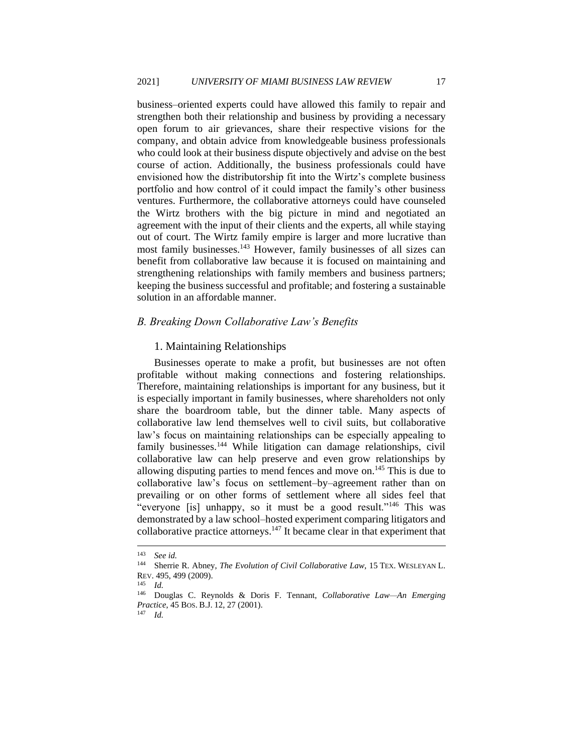business–oriented experts could have allowed this family to repair and strengthen both their relationship and business by providing a necessary open forum to air grievances, share their respective visions for the company, and obtain advice from knowledgeable business professionals who could look at their business dispute objectively and advise on the best course of action. Additionally, the business professionals could have envisioned how the distributorship fit into the Wirtz's complete business portfolio and how control of it could impact the family's other business ventures. Furthermore, the collaborative attorneys could have counseled the Wirtz brothers with the big picture in mind and negotiated an agreement with the input of their clients and the experts, all while staying out of court. The Wirtz family empire is larger and more lucrative than most family businesses.[143] However, family businesses of all sizes can benefit from collaborative law because it is focused on maintaining and strengthening relationships with family members and business partners; keeping the business successful and profitable; and fostering a sustainable solution in an affordable manner.

## *B. Breaking Down Collaborative Law's Benefits*

### 1. Maintaining Relationships

Businesses operate to make a profit, but businesses are not often profitable without making connections and fostering relationships. Therefore, maintaining relationships is important for any business, but it is especially important in family businesses, where shareholders not only share the boardroom table, but the dinner table. Many aspects of collaborative law lend themselves well to civil suits, but collaborative law's focus on maintaining relationships can be especially appealing to family businesses.[144] While litigation can damage relationships, civil collaborative law can help preserve and even grow relationships by allowing disputing parties to mend fences and move on.[145] This is due to collaborative law's focus on settlement–by–agreement rather than on prevailing or on other forms of settlement where all sides feel that "everyone [is] unhappy, so it must be a good result."[146] This was demonstrated by a law school–hosted experiment comparing litigators and collaborative practice attorneys.[147] It became clear in that experiment that

---

[143] *See id.*

[144] Sherrie R. Abney, *The Evolution of Civil Collaborative Law*, 15 TEX. WESLEYAN L. REV. 495, 499 (2009).

[145] *Id.*

[146] Douglas C. Reynolds & Doris F. Tennant, *Collaborative Law—An Emerging Practice*, 45 BOS. B.J. 12, 27 (2001).

[147] *Id.*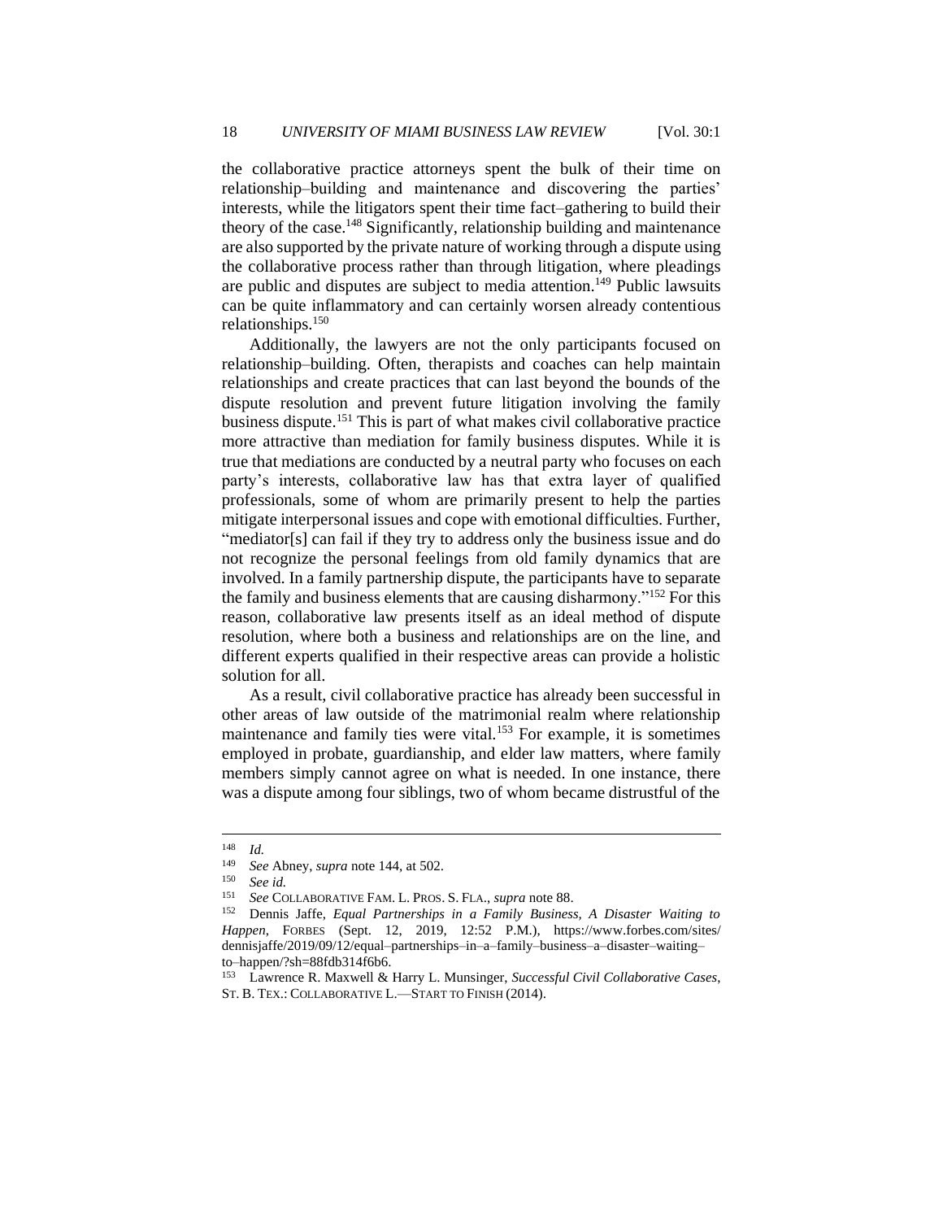the collaborative practice attorneys spent the bulk of their time on relationship–building and maintenance and discovering the parties' interests, while the litigators spent their time fact–gathering to build their theory of the case.[148] Significantly, relationship building and maintenance are also supported by the private nature of working through a dispute using the collaborative process rather than through litigation, where pleadings are public and disputes are subject to media attention.[149] Public lawsuits can be quite inflammatory and can certainly worsen already contentious relationships.[150]

Additionally, the lawyers are not the only participants focused on relationship–building. Often, therapists and coaches can help maintain relationships and create practices that can last beyond the bounds of the dispute resolution and prevent future litigation involving the family business dispute.[151] This is part of what makes civil collaborative practice more attractive than mediation for family business disputes. While it is true that mediations are conducted by a neutral party who focuses on each party's interests, collaborative law has that extra layer of qualified professionals, some of whom are primarily present to help the parties mitigate interpersonal issues and cope with emotional difficulties. Further, "mediator[s] can fail if they try to address only the business issue and do not recognize the personal feelings from old family dynamics that are involved. In a family partnership dispute, the participants have to separate the family and business elements that are causing disharmony."[152] For this reason, collaborative law presents itself as an ideal method of dispute resolution, where both a business and relationships are on the line, and different experts qualified in their respective areas can provide a holistic solution for all.

As a result, civil collaborative practice has already been successful in other areas of law outside of the matrimonial realm where relationship maintenance and family ties were vital.[153] For example, it is sometimes employed in probate, guardianship, and elder law matters, where family members simply cannot agree on what is needed. In one instance, there was a dispute among four siblings, two of whom became distrustful of the

---

[148] *Id.*

[149] *See* Abney, *supra* note 144, at 502.

[150] *See id.*

[151] *See* COLLABORATIVE FAM. L. PROS. S. FLA., *supra* note 88.

[152] Dennis Jaffe, *Equal Partnerships in a Family Business, A Disaster Waiting to Happen*, FORBES (Sept. 12, 2019, 12:52 P.M.), https://www.forbes.com/sites/dennisjaffe/2019/09/12/equal–partnerships–in–a–family–business–a–disaster–waiting–to–happen/?sh=88fdb314f6b6.

[153] Lawrence R. Maxwell & Harry L. Munsinger, *Successful Civil Collaborative Cases*, ST. B. TEX.: COLLABORATIVE L.—START TO FINISH (2014).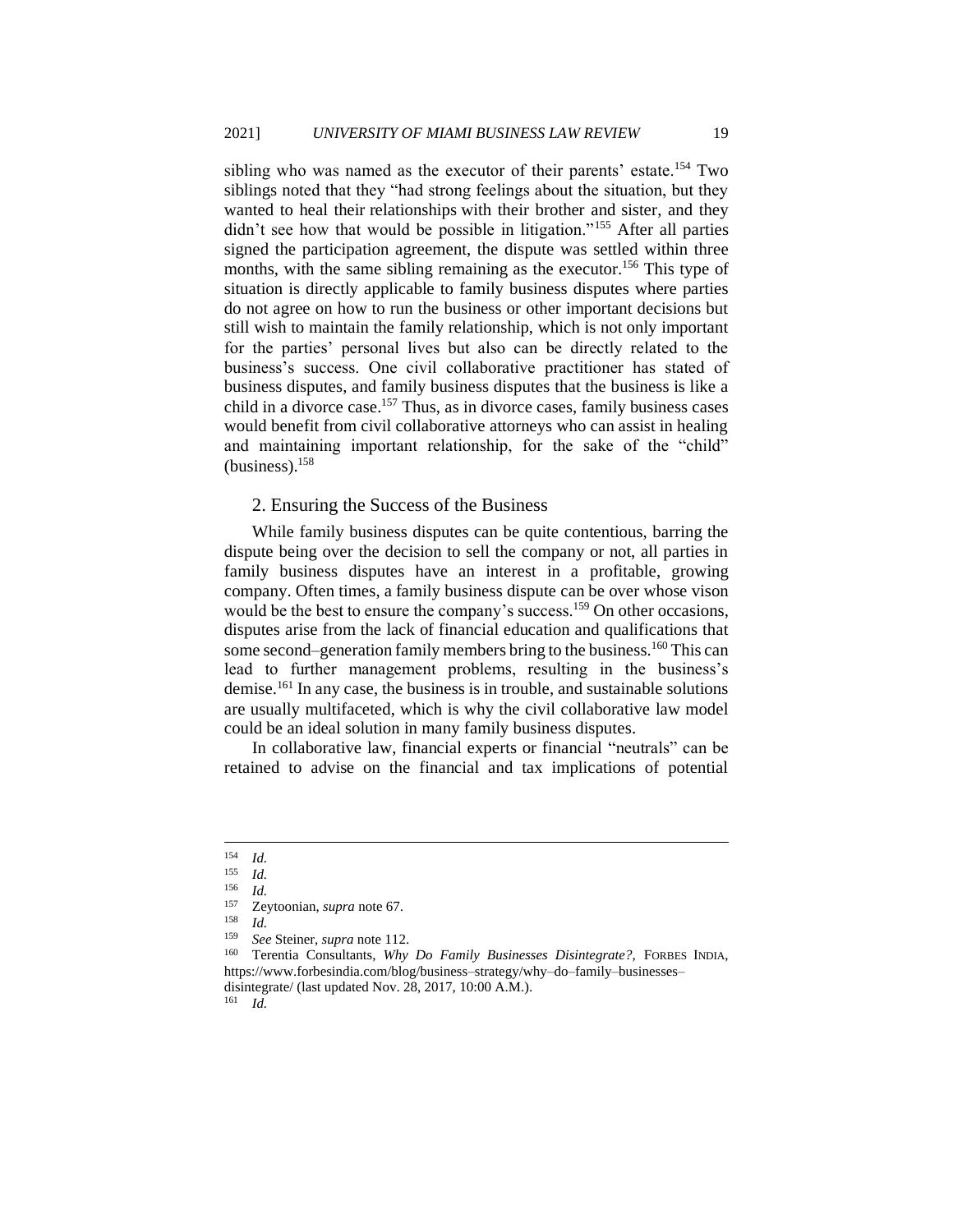sibling who was named as the executor of their parents' estate.[154] Two siblings noted that they "had strong feelings about the situation, but they wanted to heal their relationships with their brother and sister, and they didn't see how that would be possible in litigation."[155] After all parties signed the participation agreement, the dispute was settled within three months, with the same sibling remaining as the executor.[156] This type of situation is directly applicable to family business disputes where parties do not agree on how to run the business or other important decisions but still wish to maintain the family relationship, which is not only important for the parties' personal lives but also can be directly related to the business's success. One civil collaborative practitioner has stated of business disputes, and family business disputes that the business is like a child in a divorce case.[157] Thus, as in divorce cases, family business cases would benefit from civil collaborative attorneys who can assist in healing and maintaining important relationship, for the sake of the "child" (business).[158]

### 2. Ensuring the Success of the Business

While family business disputes can be quite contentious, barring the dispute being over the decision to sell the company or not, all parties in family business disputes have an interest in a profitable, growing company. Often times, a family business dispute can be over whose vison would be the best to ensure the company's success.[159] On other occasions, disputes arise from the lack of financial education and qualifications that some second–generation family members bring to the business.[160] This can lead to further management problems, resulting in the business's demise.[161] In any case, the business is in trouble, and sustainable solutions are usually multifaceted, which is why the civil collaborative law model could be an ideal solution in many family business disputes.

In collaborative law, financial experts or financial "neutrals" can be retained to advise on the financial and tax implications of potential

---

[154] *Id.*

[155] *Id.*

[156] *Id.*

[157] Zeytoonian, *supra* note 67.

[158] *Id.*

[159] *See* Steiner, *supra* note 112.

[160] Terentia Consultants, *Why Do Family Businesses Disintegrate?*, FORBES INDIA, https://www.forbesindia.com/blog/business–strategy/why–do–family–businesses–disintegrate/ (last updated Nov. 28, 2017, 10:00 A.M.).

[161] *Id.*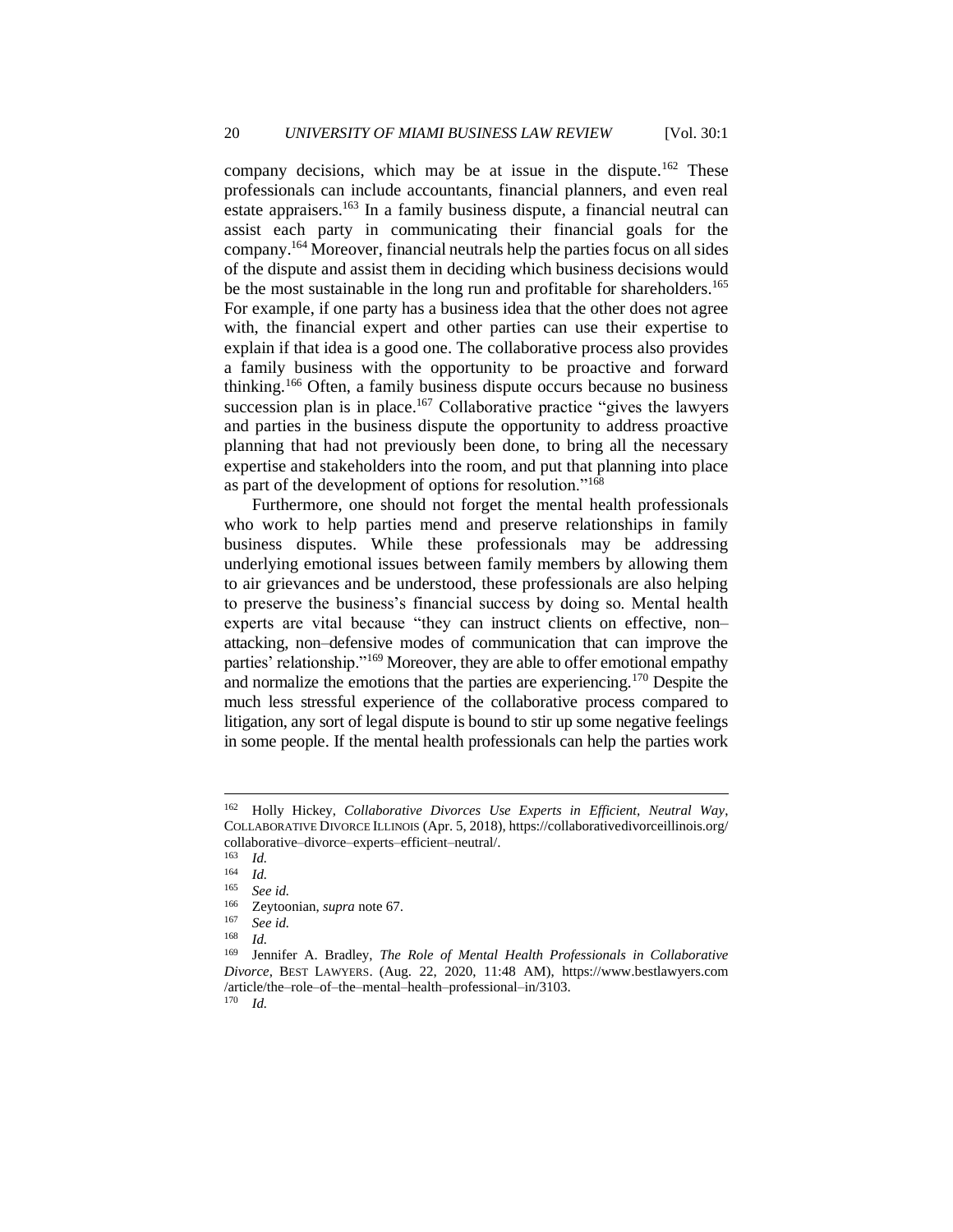company decisions, which may be at issue in the dispute.[162] These professionals can include accountants, financial planners, and even real estate appraisers.[163] In a family business dispute, a financial neutral can assist each party in communicating their financial goals for the company.[164] Moreover, financial neutrals help the parties focus on all sides of the dispute and assist them in deciding which business decisions would be the most sustainable in the long run and profitable for shareholders.[165] For example, if one party has a business idea that the other does not agree with, the financial expert and other parties can use their expertise to explain if that idea is a good one. The collaborative process also provides a family business with the opportunity to be proactive and forward thinking.[166] Often, a family business dispute occurs because no business succession plan is in place.[167] Collaborative practice "gives the lawyers and parties in the business dispute the opportunity to address proactive planning that had not previously been done, to bring all the necessary expertise and stakeholders into the room, and put that planning into place as part of the development of options for resolution."[168]

Furthermore, one should not forget the mental health professionals who work to help parties mend and preserve relationships in family business disputes. While these professionals may be addressing underlying emotional issues between family members by allowing them to air grievances and be understood, these professionals are also helping to preserve the business's financial success by doing so. Mental health experts are vital because "they can instruct clients on effective, non–attacking, non–defensive modes of communication that can improve the parties' relationship."[169] Moreover, they are able to offer emotional empathy and normalize the emotions that the parties are experiencing.[170] Despite the much less stressful experience of the collaborative process compared to litigation, any sort of legal dispute is bound to stir up some negative feelings in some people. If the mental health professionals can help the parties work

---

[162] Holly Hickey, *Collaborative Divorces Use Experts in Efficient, Neutral Way*, COLLABORATIVE DIVORCE ILLINOIS (Apr. 5, 2018), https://collaborativedivorceillinois.org/collaborative–divorce–experts–efficient–neutral/.

[163] *Id.*

[164] *Id.*

[165] *See id.*

[166] Zeytoonian, *supra* note 67.

[167] *See id.*

[168] *Id.*

[169] Jennifer A. Bradley, *The Role of Mental Health Professionals in Collaborative Divorce*, BEST LAWYERS. (Aug. 22, 2020, 11:48 AM), https://www.bestlawyers.com/article/the–role–of–the–mental–health–professional–in/3103.

[170] *Id.*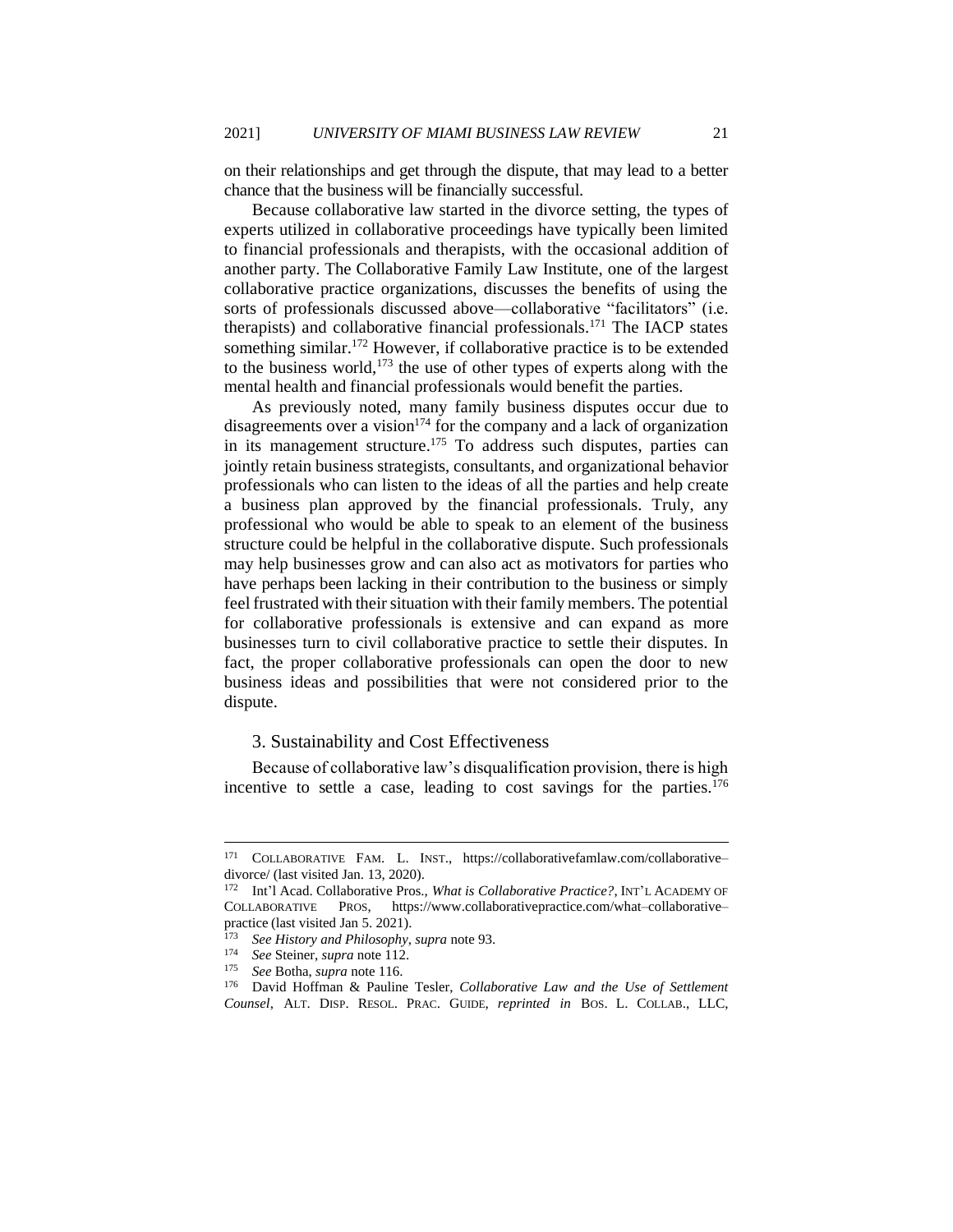on their relationships and get through the dispute, that may lead to a better chance that the business will be financially successful.

Because collaborative law started in the divorce setting, the types of experts utilized in collaborative proceedings have typically been limited to financial professionals and therapists, with the occasional addition of another party. The Collaborative Family Law Institute, one of the largest collaborative practice organizations, discusses the benefits of using the sorts of professionals discussed above—collaborative "facilitators" (i.e. therapists) and collaborative financial professionals.[171] The IACP states something similar.[172] However, if collaborative practice is to be extended to the business world,[173] the use of other types of experts along with the mental health and financial professionals would benefit the parties.

As previously noted, many family business disputes occur due to disagreements over a vision[174] for the company and a lack of organization in its management structure.[175] To address such disputes, parties can jointly retain business strategists, consultants, and organizational behavior professionals who can listen to the ideas of all the parties and help create a business plan approved by the financial professionals. Truly, any professional who would be able to speak to an element of the business structure could be helpful in the collaborative dispute. Such professionals may help businesses grow and can also act as motivators for parties who have perhaps been lacking in their contribution to the business or simply feel frustrated with their situation with their family members. The potential for collaborative professionals is extensive and can expand as more businesses turn to civil collaborative practice to settle their disputes. In fact, the proper collaborative professionals can open the door to new business ideas and possibilities that were not considered prior to the dispute.

### 3. Sustainability and Cost Effectiveness

Because of collaborative law's disqualification provision, there is high incentive to settle a case, leading to cost savings for the parties.[176]

---

[171] COLLABORATIVE FAM. L. INST., https://collaborativefamlaw.com/collaborative–divorce/ (last visited Jan. 13, 2020).

[172] Int'l Acad. Collaborative Pros., *What is Collaborative Practice?*, INT'L ACADEMY OF COLLABORATIVE PROS, https://www.collaborativepractice.com/what–collaborative–practice (last visited Jan 5. 2021).

[173] *See History and Philosophy*, *supra* note 93.

[174] *See* Steiner, *supra* note 112.

[175] *See* Botha, *supra* note 116.

[176] David Hoffman & Pauline Tesler, *Collaborative Law and the Use of Settlement Counsel*, ALT. DISP. RESOL. PRAC. GUIDE, *reprinted in* BOS. L. COLLAB., LLC,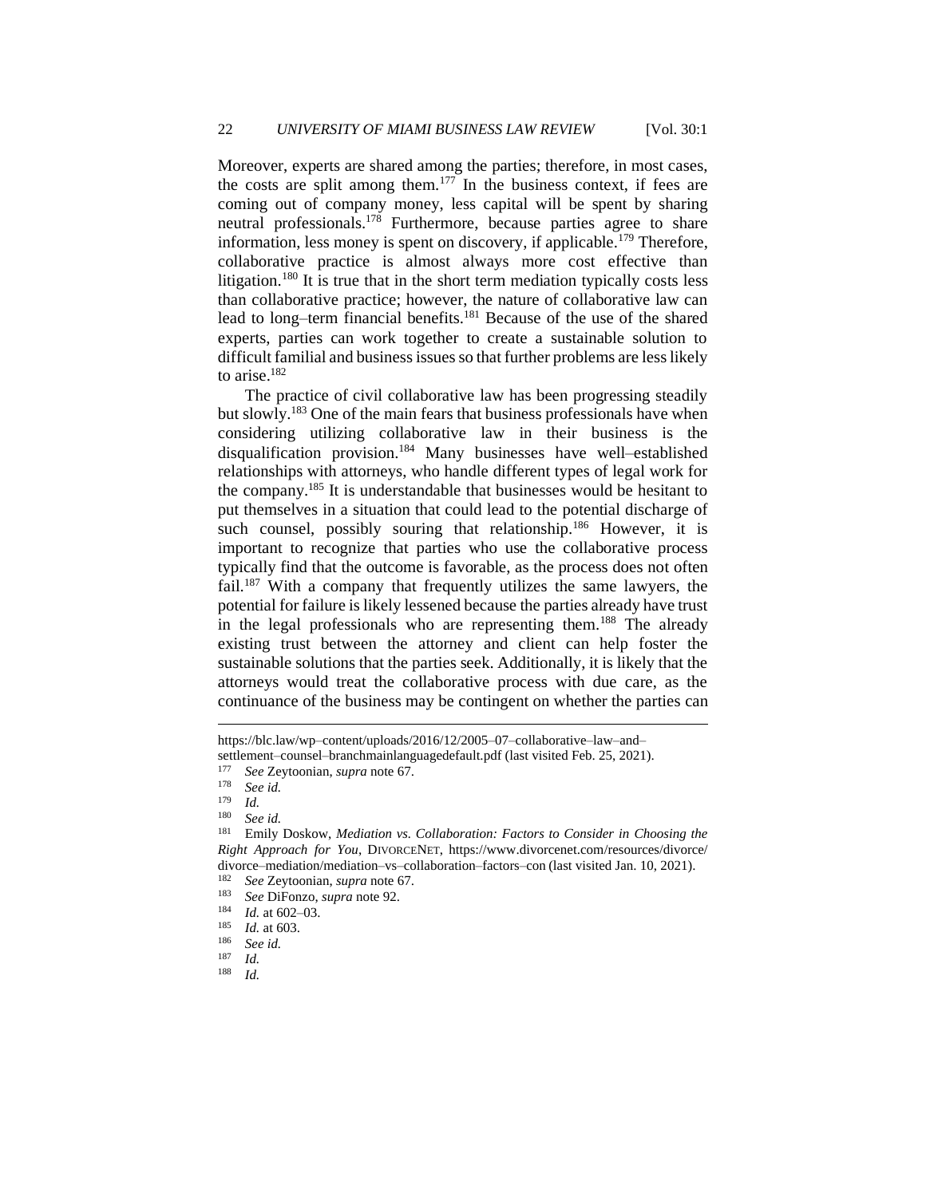Moreover, experts are shared among the parties; therefore, in most cases, the costs are split among them.[177] In the business context, if fees are coming out of company money, less capital will be spent by sharing neutral professionals.[178] Furthermore, because parties agree to share information, less money is spent on discovery, if applicable.[179] Therefore, collaborative practice is almost always more cost effective than litigation.[180] It is true that in the short term mediation typically costs less than collaborative practice; however, the nature of collaborative law can lead to long–term financial benefits.[181] Because of the use of the shared experts, parties can work together to create a sustainable solution to difficult familial and business issues so that further problems are less likely to arise.[182]

The practice of civil collaborative law has been progressing steadily but slowly.[183] One of the main fears that business professionals have when considering utilizing collaborative law in their business is the disqualification provision.[184] Many businesses have well–established relationships with attorneys, who handle different types of legal work for the company.[185] It is understandable that businesses would be hesitant to put themselves in a situation that could lead to the potential discharge of such counsel, possibly souring that relationship.[186] However, it is important to recognize that parties who use the collaborative process typically find that the outcome is favorable, as the process does not often fail.[187] With a company that frequently utilizes the same lawyers, the potential for failure is likely lessened because the parties already have trust in the legal professionals who are representing them.[188] The already existing trust between the attorney and client can help foster the sustainable solutions that the parties seek. Additionally, it is likely that the attorneys would treat the collaborative process with due care, as the continuance of the business may be contingent on whether the parties can

---

https://blc.law/wp–content/uploads/2016/12/2005–07–collaborative–law–and–settlement–counsel–branchmainlanguagedefault.pdf (last visited Feb. 25, 2021).

[177] *See* Zeytoonian, *supra* note 67.

[178] *See id.*

[179] *Id.*

[180] *See id.*

[181] Emily Doskow, *Mediation vs. Collaboration: Factors to Consider in Choosing the Right Approach for You*, DIVORCENET, https://www.divorcenet.com/resources/divorce/divorce–mediation/mediation–vs–collaboration–factors–con (last visited Jan. 10, 2021).

[182] *See* Zeytoonian, *supra* note 67.

[183] *See* DiFonzo, *supra* note 92.

[184] *Id.* at 602–03.

[185] *Id.* at 603.

[186] *See id.*

[187] *Id.*

[188] *Id.*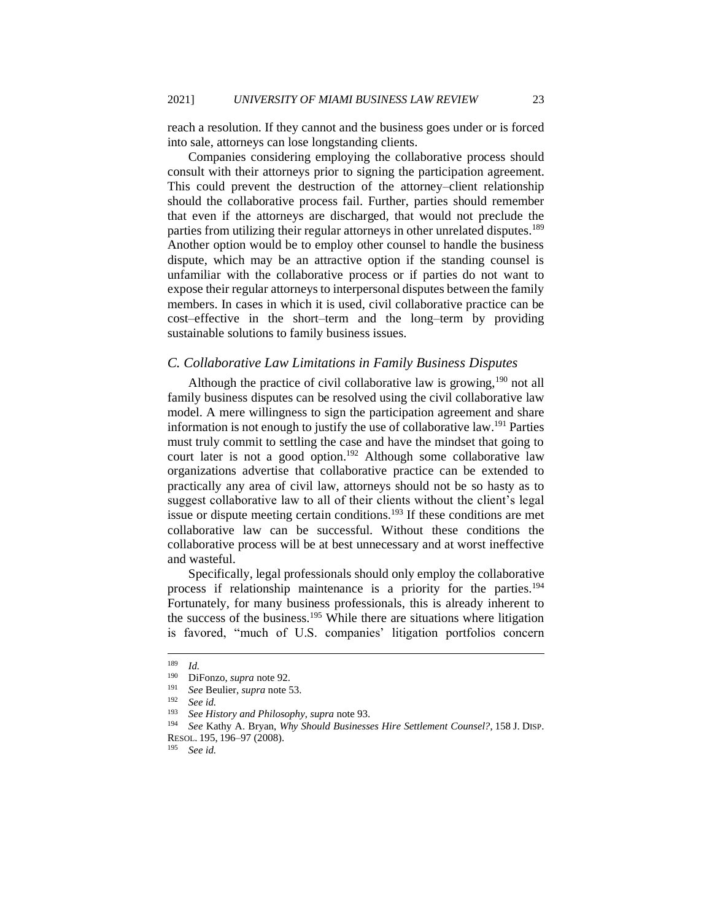reach a resolution. If they cannot and the business goes under or is forced into sale, attorneys can lose longstanding clients.

Companies considering employing the collaborative process should consult with their attorneys prior to signing the participation agreement. This could prevent the destruction of the attorney–client relationship should the collaborative process fail. Further, parties should remember that even if the attorneys are discharged, that would not preclude the parties from utilizing their regular attorneys in other unrelated disputes.[189] Another option would be to employ other counsel to handle the business dispute, which may be an attractive option if the standing counsel is unfamiliar with the collaborative process or if parties do not want to expose their regular attorneys to interpersonal disputes between the family members. In cases in which it is used, civil collaborative practice can be cost–effective in the short–term and the long–term by providing sustainable solutions to family business issues.

### *C. Collaborative Law Limitations in Family Business Disputes*

Although the practice of civil collaborative law is growing,[190] not all family business disputes can be resolved using the civil collaborative law model. A mere willingness to sign the participation agreement and share information is not enough to justify the use of collaborative law.[191] Parties must truly commit to settling the case and have the mindset that going to court later is not a good option.[192] Although some collaborative law organizations advertise that collaborative practice can be extended to practically any area of civil law, attorneys should not be so hasty as to suggest collaborative law to all of their clients without the client's legal issue or dispute meeting certain conditions.[193] If these conditions are met collaborative law can be successful. Without these conditions the collaborative process will be at best unnecessary and at worst ineffective and wasteful.

Specifically, legal professionals should only employ the collaborative process if relationship maintenance is a priority for the parties.[194] Fortunately, for many business professionals, this is already inherent to the success of the business.[195] While there are situations where litigation is favored, "much of U.S. companies' litigation portfolios concern

---

[189] *Id.*

[190] DiFonzo, *supra* note 92.

[191] *See* Beulier, *supra* note 53.

[192] *See id.*

[193] *See History and Philosophy*, *supra* note 93.

[194] *See* Kathy A. Bryan, *Why Should Businesses Hire Settlement Counsel?*, 158 J. DISP. RESOL. 195, 196–97 (2008).

[195] *See id.*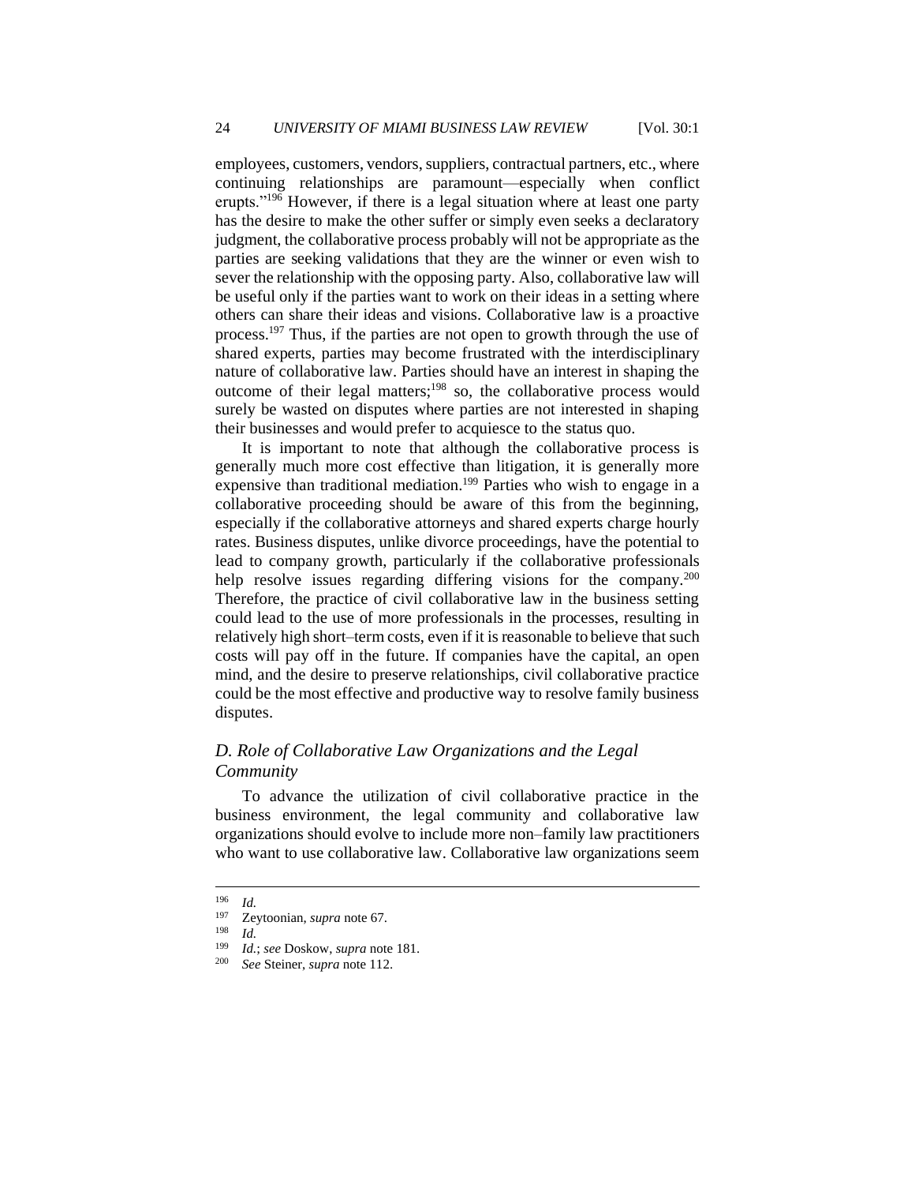employees, customers, vendors, suppliers, contractual partners, etc., where continuing relationships are paramount—especially when conflict erupts."[196] However, if there is a legal situation where at least one party has the desire to make the other suffer or simply even seeks a declaratory judgment, the collaborative process probably will not be appropriate as the parties are seeking validations that they are the winner or even wish to sever the relationship with the opposing party. Also, collaborative law will be useful only if the parties want to work on their ideas in a setting where others can share their ideas and visions. Collaborative law is a proactive process.[197] Thus, if the parties are not open to growth through the use of shared experts, parties may become frustrated with the interdisciplinary nature of collaborative law. Parties should have an interest in shaping the outcome of their legal matters;[198] so, the collaborative process would surely be wasted on disputes where parties are not interested in shaping their businesses and would prefer to acquiesce to the status quo.

It is important to note that although the collaborative process is generally much more cost effective than litigation, it is generally more expensive than traditional mediation.[199] Parties who wish to engage in a collaborative proceeding should be aware of this from the beginning, especially if the collaborative attorneys and shared experts charge hourly rates. Business disputes, unlike divorce proceedings, have the potential to lead to company growth, particularly if the collaborative professionals help resolve issues regarding differing visions for the company.[200] Therefore, the practice of civil collaborative law in the business setting could lead to the use of more professionals in the processes, resulting in relatively high short–term costs, even if it is reasonable to believe that such costs will pay off in the future. If companies have the capital, an open mind, and the desire to preserve relationships, civil collaborative practice could be the most effective and productive way to resolve family business disputes.

### *D. Role of Collaborative Law Organizations and the Legal Community*

To advance the utilization of civil collaborative practice in the business environment, the legal community and collaborative law organizations should evolve to include more non–family law practitioners who want to use collaborative law. Collaborative law organizations seem

---

[196] *Id.*

[197] Zeytoonian, *supra* note 67.

[198] *Id.*

[199] *Id.*; *see* Doskow, *supra* note 181.

[200] *See* Steiner, *supra* note 112.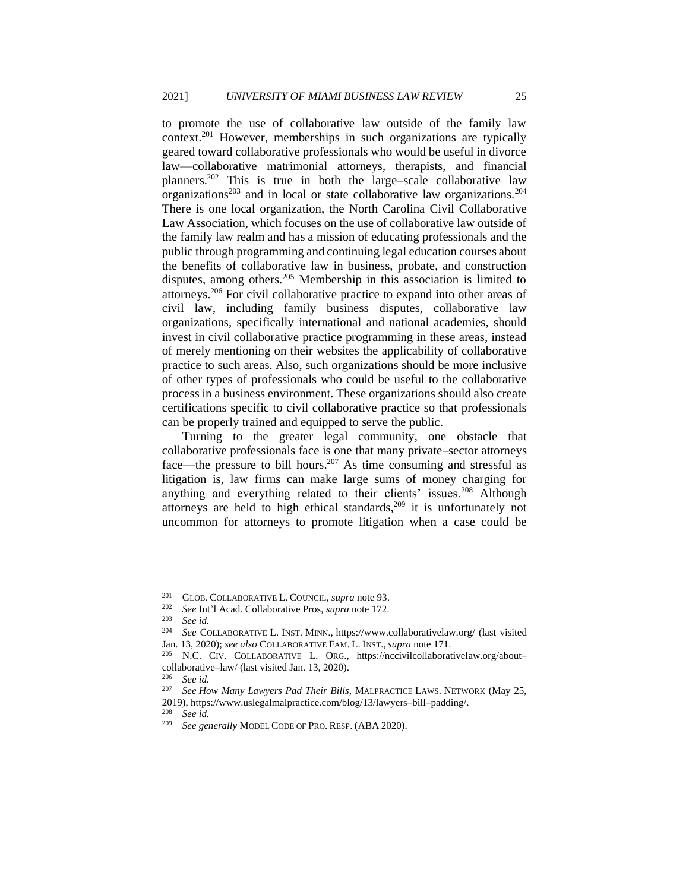to promote the use of collaborative law outside of the family law context.[201] However, memberships in such organizations are typically geared toward collaborative professionals who would be useful in divorce law—collaborative matrimonial attorneys, therapists, and financial planners.[202] This is true in both the large–scale collaborative law organizations[203] and in local or state collaborative law organizations.[204] There is one local organization, the North Carolina Civil Collaborative Law Association, which focuses on the use of collaborative law outside of the family law realm and has a mission of educating professionals and the public through programming and continuing legal education courses about the benefits of collaborative law in business, probate, and construction disputes, among others.[205] Membership in this association is limited to attorneys.[206] For civil collaborative practice to expand into other areas of civil law, including family business disputes, collaborative law organizations, specifically international and national academies, should invest in civil collaborative practice programming in these areas, instead of merely mentioning on their websites the applicability of collaborative practice to such areas. Also, such organizations should be more inclusive of other types of professionals who could be useful to the collaborative process in a business environment. These organizations should also create certifications specific to civil collaborative practice so that professionals can be properly trained and equipped to serve the public.

Turning to the greater legal community, one obstacle that collaborative professionals face is one that many private–sector attorneys face—the pressure to bill hours.[207] As time consuming and stressful as litigation is, law firms can make large sums of money charging for anything and everything related to their clients' issues.[208] Although attorneys are held to high ethical standards,[209] it is unfortunately not uncommon for attorneys to promote litigation when a case could be

---

[201] GLOB. COLLABORATIVE L. COUNCIL, *supra* note 93.

[202] *See* Int'l Acad. Collaborative Pros, *supra* note 172.

[203] *See id.*

[204] *See* COLLABORATIVE L. INST. MINN., https://www.collaborativelaw.org/ (last visited Jan. 13, 2020); *see also* COLLABORATIVE FAM. L. INST., *supra* note 171.

[205] N.C. CIV. COLLABORATIVE L. ORG., https://nccivilcollaborativelaw.org/about–collaborative–law/ (last visited Jan. 13, 2020).

[206] *See id.*

[207] *See How Many Lawyers Pad Their Bills*, MALPRACTICE LAWS. NETWORK (May 25, 2019), https://www.uslegalmalpractice.com/blog/13/lawyers–bill–padding/.

[208] *See id.*

[209] *See generally* MODEL CODE OF PRO. RESP. (ABA 2020).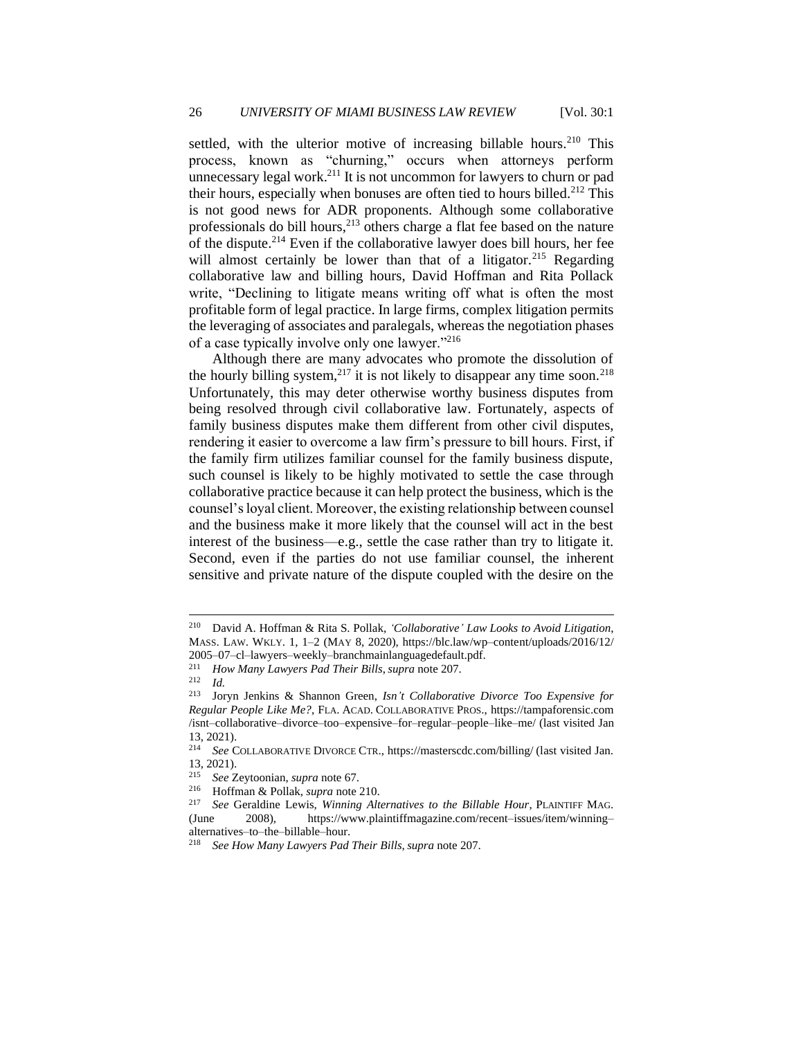settled, with the ulterior motive of increasing billable hours.[210] This process, known as "churning," occurs when attorneys perform unnecessary legal work.[211] It is not uncommon for lawyers to churn or pad their hours, especially when bonuses are often tied to hours billed.[212] This is not good news for ADR proponents. Although some collaborative professionals do bill hours,[213] others charge a flat fee based on the nature of the dispute.[214] Even if the collaborative lawyer does bill hours, her fee will almost certainly be lower than that of a litigator.[215] Regarding collaborative law and billing hours, David Hoffman and Rita Pollack write, "Declining to litigate means writing off what is often the most profitable form of legal practice. In large firms, complex litigation permits the leveraging of associates and paralegals, whereas the negotiation phases of a case typically involve only one lawyer."[216]

Although there are many advocates who promote the dissolution of the hourly billing system,[217] it is not likely to disappear any time soon.[218] Unfortunately, this may deter otherwise worthy business disputes from being resolved through civil collaborative law. Fortunately, aspects of family business disputes make them different from other civil disputes, rendering it easier to overcome a law firm's pressure to bill hours. First, if the family firm utilizes familiar counsel for the family business dispute, such counsel is likely to be highly motivated to settle the case through collaborative practice because it can help protect the business, which is the counsel's loyal client. Moreover, the existing relationship between counsel and the business make it more likely that the counsel will act in the best interest of the business—e.g., settle the case rather than try to litigate it. Second, even if the parties do not use familiar counsel, the inherent sensitive and private nature of the dispute coupled with the desire on the

---

[210] David A. Hoffman & Rita S. Pollak, *'Collaborative' Law Looks to Avoid Litigation*, MASS. LAW. WKLY. 1, 1–2 (MAY 8, 2020), https://blc.law/wp–content/uploads/2016/12/2005–07–cl–lawyers–weekly–branchmainlanguagedefault.pdf.

[211] *How Many Lawyers Pad Their Bills*, *supra* note 207.

[212] *Id.*

[213] Joryn Jenkins & Shannon Green, *Isn't Collaborative Divorce Too Expensive for Regular People Like Me?*, FLA. ACAD. COLLABORATIVE PROS., https://tampaforensic.com/isnt–collaborative–divorce–too–expensive–for–regular–people–like–me/ (last visited Jan 13, 2021).

[214] *See* COLLABORATIVE DIVORCE CTR., https://masterscdc.com/billing/ (last visited Jan. 13, 2021).

[215] *See* Zeytoonian, *supra* note 67.

[216] Hoffman & Pollak, *supra* note 210.

[217] *See* Geraldine Lewis, *Winning Alternatives to the Billable Hour*, PLAINTIFF MAG. (June 2008), https://www.plaintiffmagazine.com/recent–issues/item/winning–alternatives–to–the–billable–hour.

[218] *See How Many Lawyers Pad Their Bills*, *supra* note 207.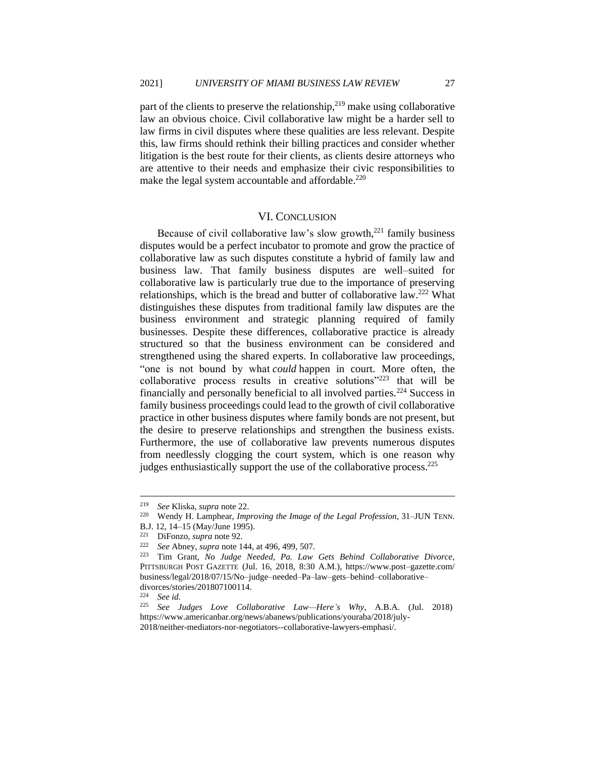part of the clients to preserve the relationship,[219] make using collaborative law an obvious choice. Civil collaborative law might be a harder sell to law firms in civil disputes where these qualities are less relevant. Despite this, law firms should rethink their billing practices and consider whether litigation is the best route for their clients, as clients desire attorneys who are attentive to their needs and emphasize their civic responsibilities to make the legal system accountable and affordable.[220]

## VI. CONCLUSION

Because of civil collaborative law's slow growth,[221] family business disputes would be a perfect incubator to promote and grow the practice of collaborative law as such disputes constitute a hybrid of family law and business law. That family business disputes are well–suited for collaborative law is particularly true due to the importance of preserving relationships, which is the bread and butter of collaborative law.[222] What distinguishes these disputes from traditional family law disputes are the business environment and strategic planning required of family businesses. Despite these differences, collaborative practice is already structured so that the business environment can be considered and strengthened using the shared experts. In collaborative law proceedings, "one is not bound by what *could* happen in court. More often, the collaborative process results in creative solutions"[223] that will be financially and personally beneficial to all involved parties.[224] Success in family business proceedings could lead to the growth of civil collaborative practice in other business disputes where family bonds are not present, but the desire to preserve relationships and strengthen the business exists. Furthermore, the use of collaborative law prevents numerous disputes from needlessly clogging the court system, which is one reason why judges enthusiastically support the use of the collaborative process.[225]

---

[219] *See* Kliska, *supra* note 22.

[220] Wendy H. Lamphear, *Improving the Image of the Legal Profession*, 31–JUN TENN. B.J. 12, 14–15 (May/June 1995).

[221] DiFonzo, *supra* note 92.

[222] *See* Abney, *supra* note 144, at 496, 499, 507.

[223] Tim Grant, *No Judge Needed, Pa. Law Gets Behind Collaborative Divorce*, PITTSBURGH POST GAZETTE (Jul. 16, 2018, 8:30 A.M.), https://www.post–gazette.com/business/legal/2018/07/15/No–judge–needed–Pa–law–gets–behind–collaborative–divorces/stories/201807100114.

[224] *See id.*

[225] *See Judges Love Collaborative Law—Here's Why*, A.B.A. (Jul. 2018) https://www.americanbar.org/news/abanews/publications/youraba/2018/july-2018/neither-mediators-nor-negotiators--collaborative-lawyers-emphasi/.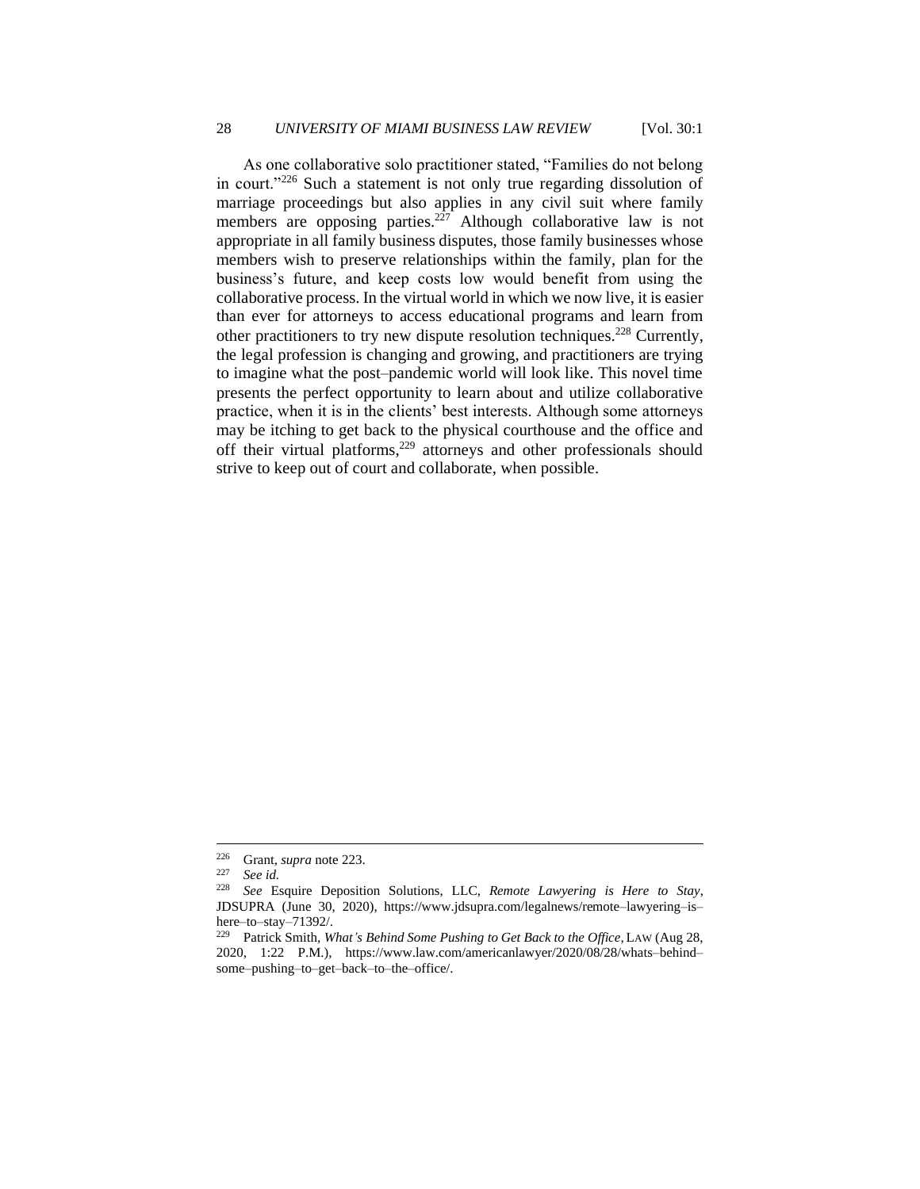As one collaborative solo practitioner stated, "Families do not belong in court."[226] Such a statement is not only true regarding dissolution of marriage proceedings but also applies in any civil suit where family members are opposing parties.[227] Although collaborative law is not appropriate in all family business disputes, those family businesses whose members wish to preserve relationships within the family, plan for the business's future, and keep costs low would benefit from using the collaborative process. In the virtual world in which we now live, it is easier than ever for attorneys to access educational programs and learn from other practitioners to try new dispute resolution techniques.[228] Currently, the legal profession is changing and growing, and practitioners are trying to imagine what the post–pandemic world will look like. This novel time presents the perfect opportunity to learn about and utilize collaborative practice, when it is in the clients' best interests. Although some attorneys may be itching to get back to the physical courthouse and the office and off their virtual platforms,[229] attorneys and other professionals should strive to keep out of court and collaborate, when possible.

---

[226] Grant, *supra* note 223.

[227] *See id.*

[228] *See* Esquire Deposition Solutions, LLC, *Remote Lawyering is Here to Stay*, JDSUPRA (June 30, 2020), https://www.jdsupra.com/legalnews/remote–lawyering–is–here–to–stay–71392/.

[229] Patrick Smith, *What's Behind Some Pushing to Get Back to the Office*, LAW (Aug 28, 2020, 1:22 P.M.), https://www.law.com/americanlawyer/2020/08/28/whats–behind–some–pushing–to–get–back–to–the–office/.